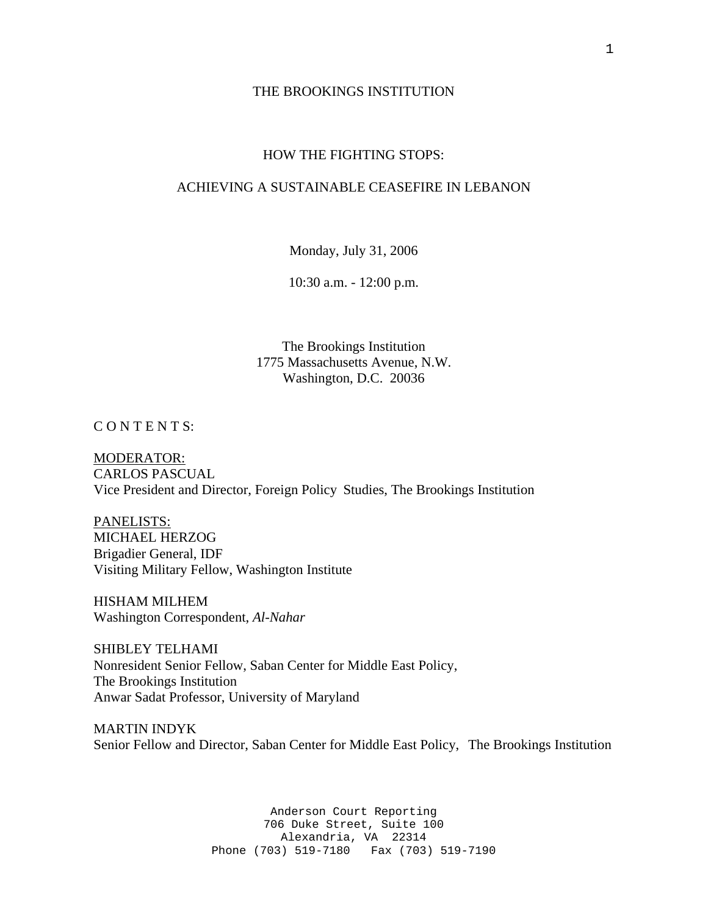# THE BROOKINGS INSTITUTION

## HOW THE FIGHTING STOPS:

## ACHIEVING A SUSTAINABLE CEASEFIRE IN LEBANON

Monday, July 31, 2006

10:30 a.m. - 12:00 p.m.

The Brookings Institution
1775 Massachusetts Avenue, N.W.
Washington, D.C. 20036

C O N T E N T S:

MODERATOR:
CARLOS PASCUAL
Vice President and Director, Foreign Policy Studies, The Brookings Institution

PANELISTS:
MICHAEL HERZOG
Brigadier General, IDF
Visiting Military Fellow, Washington Institute

HISHAM MILHEM
Washington Correspondent, *Al-Nahar*

SHIBLEY TELHAMI
Nonresident Senior Fellow, Saban Center for Middle East Policy,
The Brookings Institution
Anwar Sadat Professor, University of Maryland

MARTIN INDYK
Senior Fellow and Director, Saban Center for Middle East Policy, The Brookings Institution

Anderson Court Reporting
706 Duke Street, Suite 100
Alexandria, VA 22314
Phone (703) 519-7180 Fax (703) 519-7190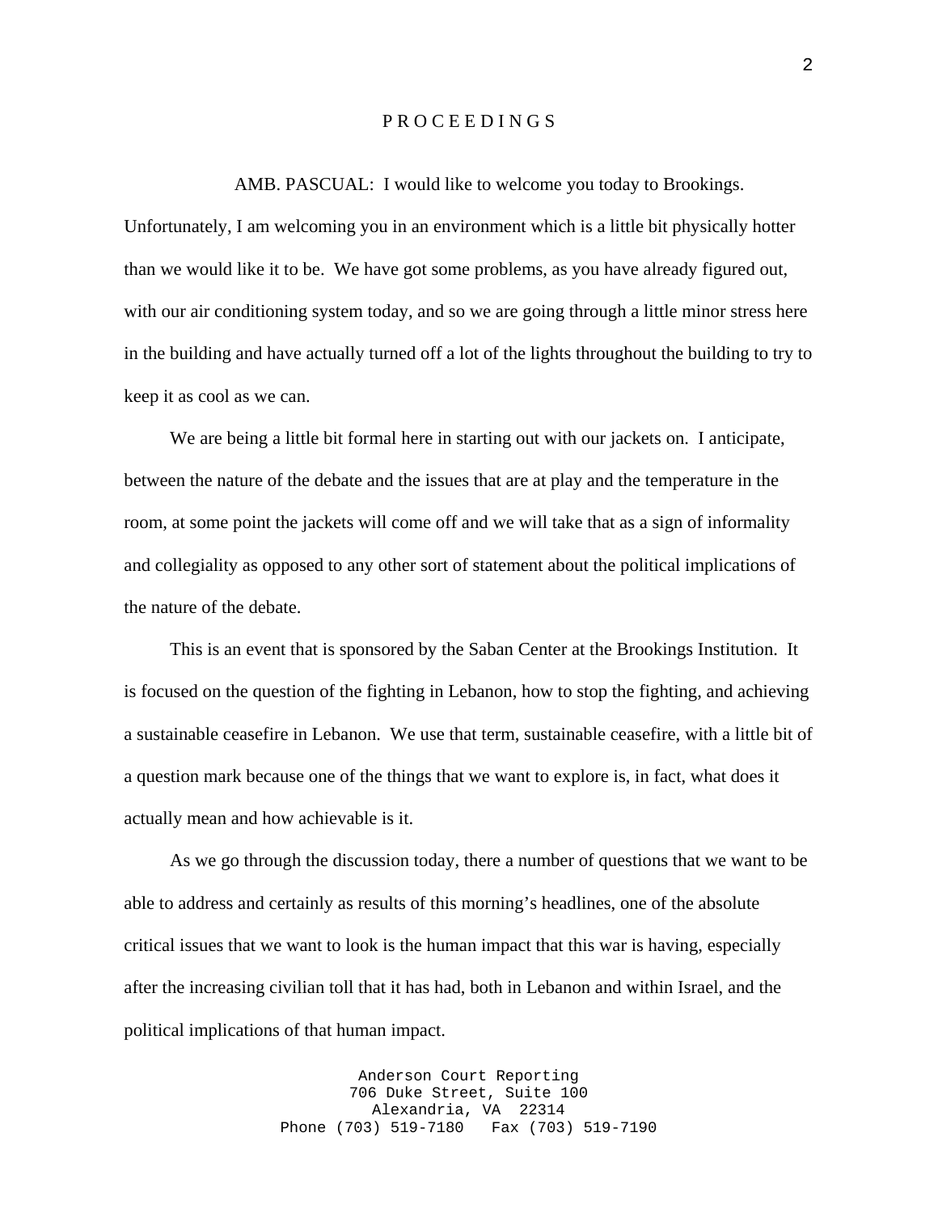P R O C E E D I N G S

AMB. PASCUAL: I would like to welcome you today to Brookings. Unfortunately, I am welcoming you in an environment which is a little bit physically hotter than we would like it to be. We have got some problems, as you have already figured out, with our air conditioning system today, and so we are going through a little minor stress here in the building and have actually turned off a lot of the lights throughout the building to try to keep it as cool as we can.

We are being a little bit formal here in starting out with our jackets on. I anticipate, between the nature of the debate and the issues that are at play and the temperature in the room, at some point the jackets will come off and we will take that as a sign of informality and collegiality as opposed to any other sort of statement about the political implications of the nature of the debate.

This is an event that is sponsored by the Saban Center at the Brookings Institution. It is focused on the question of the fighting in Lebanon, how to stop the fighting, and achieving a sustainable ceasefire in Lebanon. We use that term, sustainable ceasefire, with a little bit of a question mark because one of the things that we want to explore is, in fact, what does it actually mean and how achievable is it.

As we go through the discussion today, there a number of questions that we want to be able to address and certainly as results of this morning's headlines, one of the absolute critical issues that we want to look is the human impact that this war is having, especially after the increasing civilian toll that it has had, both in Lebanon and within Israel, and the political implications of that human impact.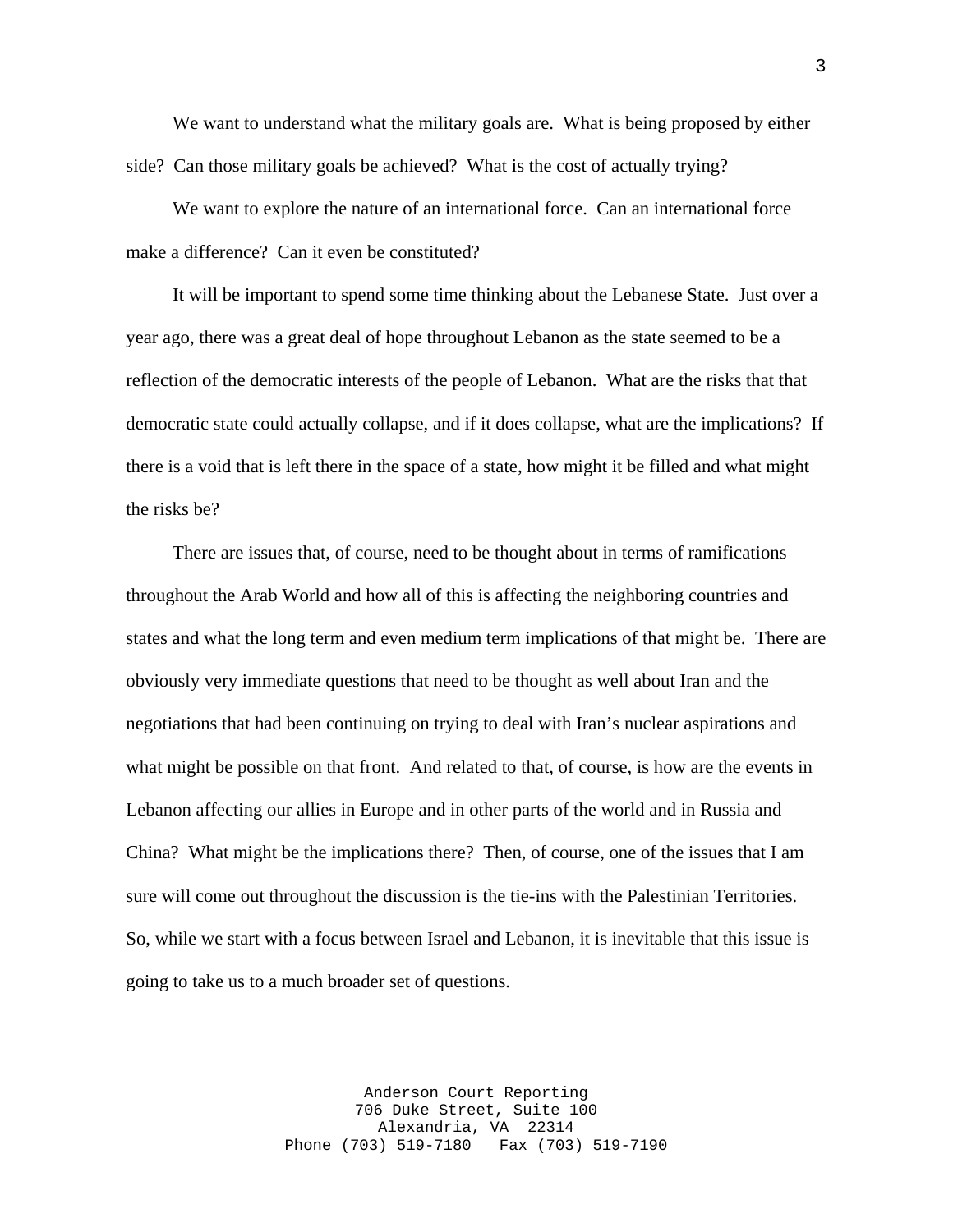We want to understand what the military goals are. What is being proposed by either side? Can those military goals be achieved? What is the cost of actually trying?

We want to explore the nature of an international force. Can an international force make a difference? Can it even be constituted?

It will be important to spend some time thinking about the Lebanese State. Just over a year ago, there was a great deal of hope throughout Lebanon as the state seemed to be a reflection of the democratic interests of the people of Lebanon. What are the risks that that democratic state could actually collapse, and if it does collapse, what are the implications? If there is a void that is left there in the space of a state, how might it be filled and what might the risks be?

There are issues that, of course, need to be thought about in terms of ramifications throughout the Arab World and how all of this is affecting the neighboring countries and states and what the long term and even medium term implications of that might be. There are obviously very immediate questions that need to be thought as well about Iran and the negotiations that had been continuing on trying to deal with Iran's nuclear aspirations and what might be possible on that front. And related to that, of course, is how are the events in Lebanon affecting our allies in Europe and in other parts of the world and in Russia and China? What might be the implications there? Then, of course, one of the issues that I am sure will come out throughout the discussion is the tie-ins with the Palestinian Territories. So, while we start with a focus between Israel and Lebanon, it is inevitable that this issue is going to take us to a much broader set of questions.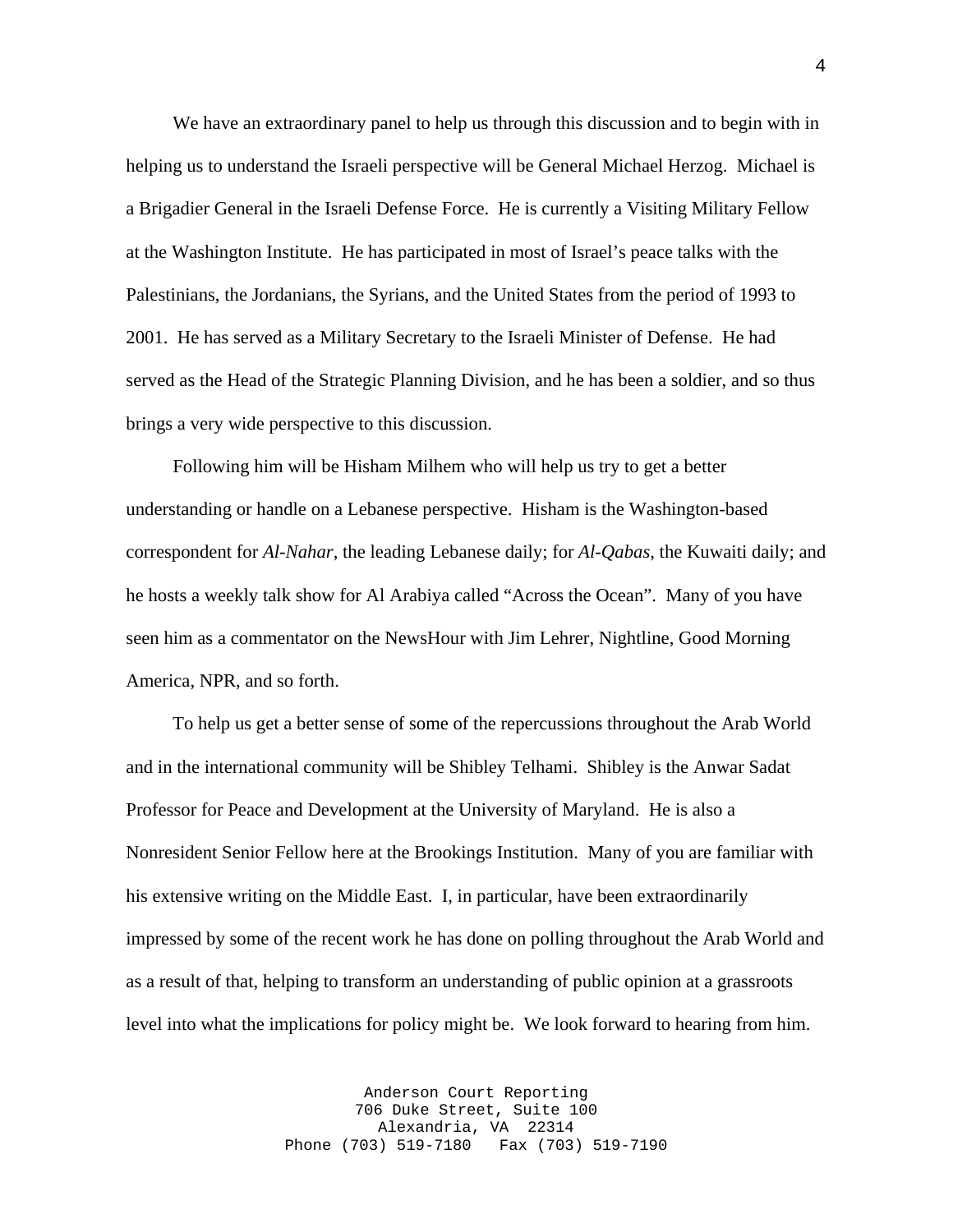We have an extraordinary panel to help us through this discussion and to begin with in helping us to understand the Israeli perspective will be General Michael Herzog. Michael is a Brigadier General in the Israeli Defense Force. He is currently a Visiting Military Fellow at the Washington Institute. He has participated in most of Israel's peace talks with the Palestinians, the Jordanians, the Syrians, and the United States from the period of 1993 to 2001. He has served as a Military Secretary to the Israeli Minister of Defense. He had served as the Head of the Strategic Planning Division, and he has been a soldier, and so thus brings a very wide perspective to this discussion.

Following him will be Hisham Milhem who will help us try to get a better understanding or handle on a Lebanese perspective. Hisham is the Washington-based correspondent for *Al-Nahar*, the leading Lebanese daily; for *Al-Qabas*, the Kuwaiti daily; and he hosts a weekly talk show for Al Arabiya called "Across the Ocean". Many of you have seen him as a commentator on the NewsHour with Jim Lehrer, Nightline, Good Morning America, NPR, and so forth.

To help us get a better sense of some of the repercussions throughout the Arab World and in the international community will be Shibley Telhami. Shibley is the Anwar Sadat Professor for Peace and Development at the University of Maryland. He is also a Nonresident Senior Fellow here at the Brookings Institution. Many of you are familiar with his extensive writing on the Middle East. I, in particular, have been extraordinarily impressed by some of the recent work he has done on polling throughout the Arab World and as a result of that, helping to transform an understanding of public opinion at a grassroots level into what the implications for policy might be. We look forward to hearing from him.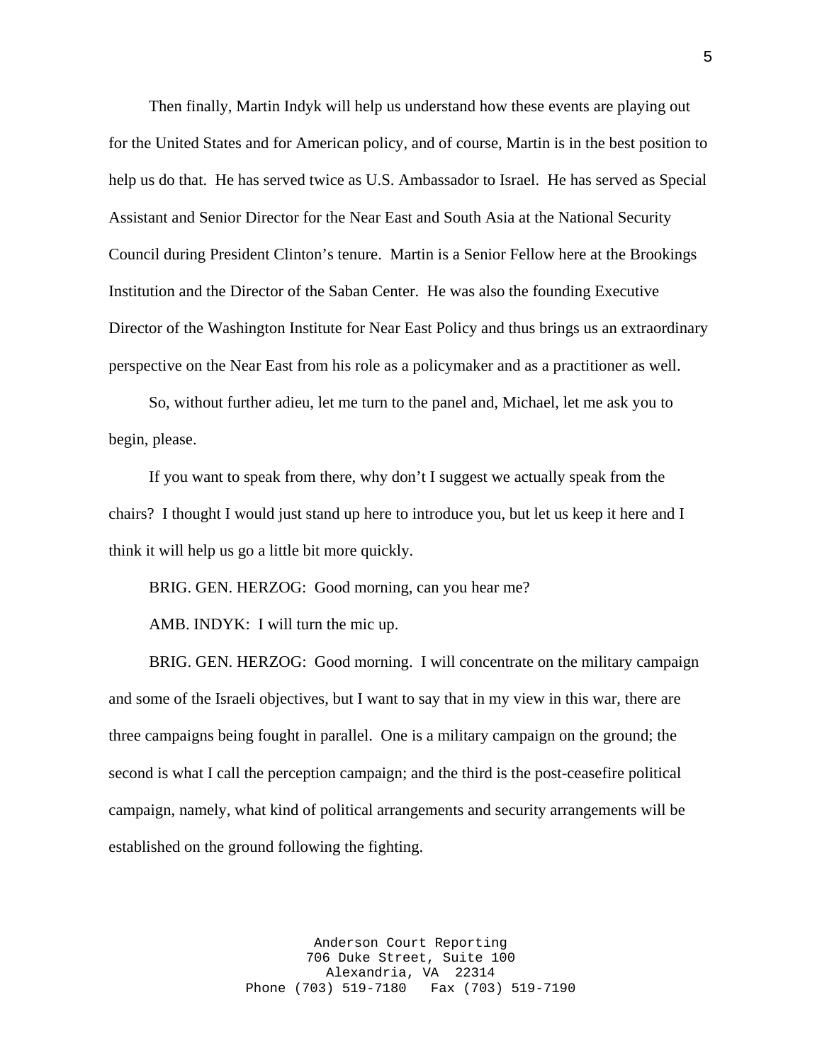Then finally, Martin Indyk will help us understand how these events are playing out for the United States and for American policy, and of course, Martin is in the best position to help us do that. He has served twice as U.S. Ambassador to Israel. He has served as Special Assistant and Senior Director for the Near East and South Asia at the National Security Council during President Clinton's tenure. Martin is a Senior Fellow here at the Brookings Institution and the Director of the Saban Center. He was also the founding Executive Director of the Washington Institute for Near East Policy and thus brings us an extraordinary perspective on the Near East from his role as a policymaker and as a practitioner as well.

So, without further adieu, let me turn to the panel and, Michael, let me ask you to begin, please.

If you want to speak from there, why don't I suggest we actually speak from the chairs? I thought I would just stand up here to introduce you, but let us keep it here and I think it will help us go a little bit more quickly.

BRIG. GEN. HERZOG: Good morning, can you hear me?

AMB. INDYK: I will turn the mic up.

BRIG. GEN. HERZOG: Good morning. I will concentrate on the military campaign and some of the Israeli objectives, but I want to say that in my view in this war, there are three campaigns being fought in parallel. One is a military campaign on the ground; the second is what I call the perception campaign; and the third is the post-ceasefire political campaign, namely, what kind of political arrangements and security arrangements will be established on the ground following the fighting.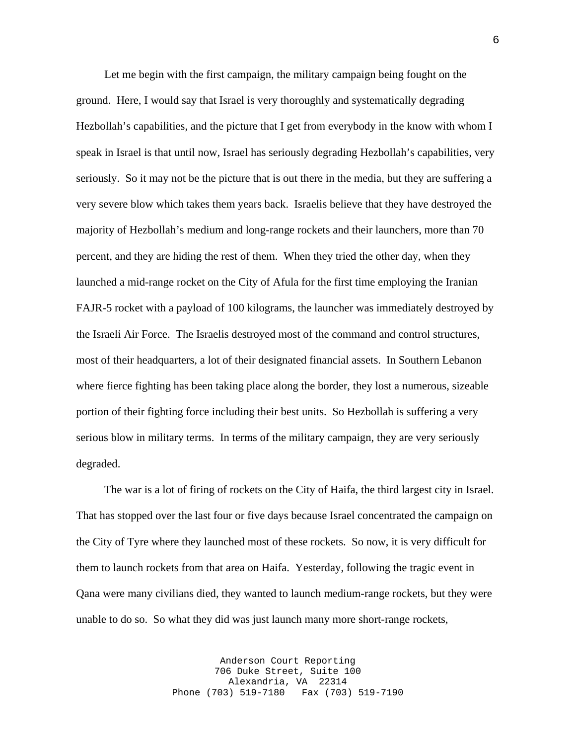Let me begin with the first campaign, the military campaign being fought on the ground. Here, I would say that Israel is very thoroughly and systematically degrading Hezbollah's capabilities, and the picture that I get from everybody in the know with whom I speak in Israel is that until now, Israel has seriously degrading Hezbollah's capabilities, very seriously. So it may not be the picture that is out there in the media, but they are suffering a very severe blow which takes them years back. Israelis believe that they have destroyed the majority of Hezbollah's medium and long-range rockets and their launchers, more than 70 percent, and they are hiding the rest of them. When they tried the other day, when they launched a mid-range rocket on the City of Afula for the first time employing the Iranian FAJR-5 rocket with a payload of 100 kilograms, the launcher was immediately destroyed by the Israeli Air Force. The Israelis destroyed most of the command and control structures, most of their headquarters, a lot of their designated financial assets. In Southern Lebanon where fierce fighting has been taking place along the border, they lost a numerous, sizeable portion of their fighting force including their best units. So Hezbollah is suffering a very serious blow in military terms. In terms of the military campaign, they are very seriously degraded.

The war is a lot of firing of rockets on the City of Haifa, the third largest city in Israel. That has stopped over the last four or five days because Israel concentrated the campaign on the City of Tyre where they launched most of these rockets. So now, it is very difficult for them to launch rockets from that area on Haifa. Yesterday, following the tragic event in Qana were many civilians died, they wanted to launch medium-range rockets, but they were unable to do so. So what they did was just launch many more short-range rockets,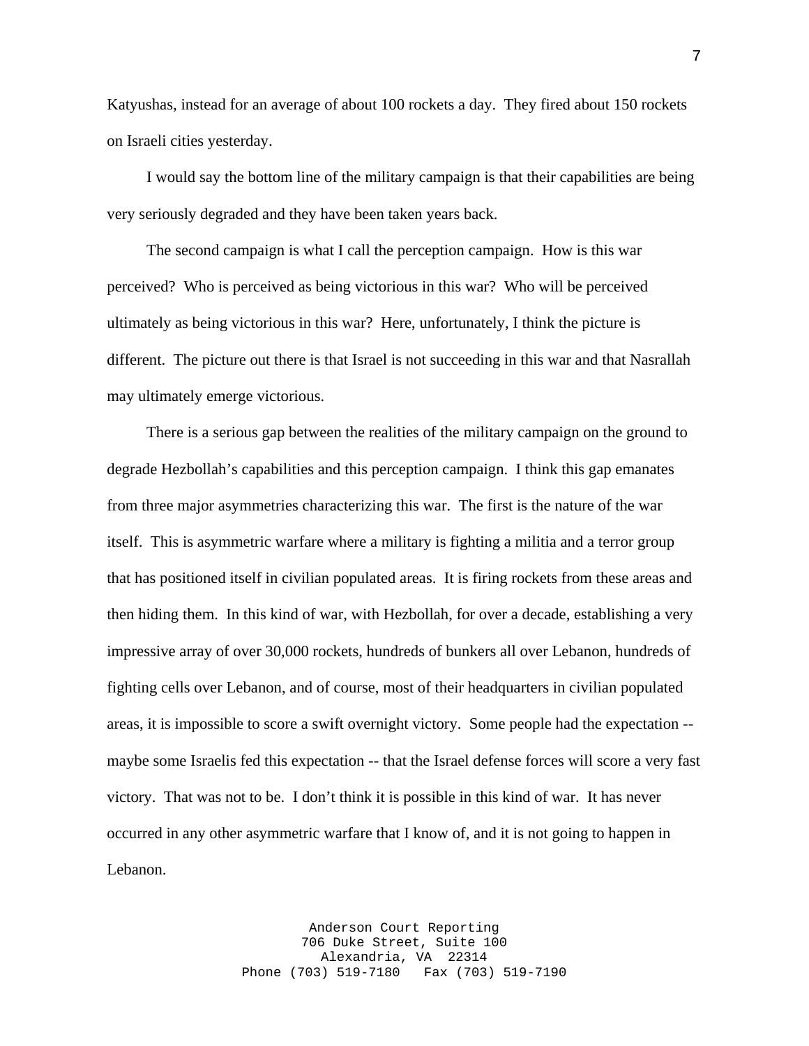Katyushas, instead for an average of about 100 rockets a day. They fired about 150 rockets on Israeli cities yesterday.

I would say the bottom line of the military campaign is that their capabilities are being very seriously degraded and they have been taken years back.

The second campaign is what I call the perception campaign. How is this war perceived? Who is perceived as being victorious in this war? Who will be perceived ultimately as being victorious in this war? Here, unfortunately, I think the picture is different. The picture out there is that Israel is not succeeding in this war and that Nasrallah may ultimately emerge victorious.

There is a serious gap between the realities of the military campaign on the ground to degrade Hezbollah's capabilities and this perception campaign. I think this gap emanates from three major asymmetries characterizing this war. The first is the nature of the war itself. This is asymmetric warfare where a military is fighting a militia and a terror group that has positioned itself in civilian populated areas. It is firing rockets from these areas and then hiding them. In this kind of war, with Hezbollah, for over a decade, establishing a very impressive array of over 30,000 rockets, hundreds of bunkers all over Lebanon, hundreds of fighting cells over Lebanon, and of course, most of their headquarters in civilian populated areas, it is impossible to score a swift overnight victory. Some people had the expectation -- maybe some Israelis fed this expectation -- that the Israel defense forces will score a very fast victory. That was not to be. I don't think it is possible in this kind of war. It has never occurred in any other asymmetric warfare that I know of, and it is not going to happen in Lebanon.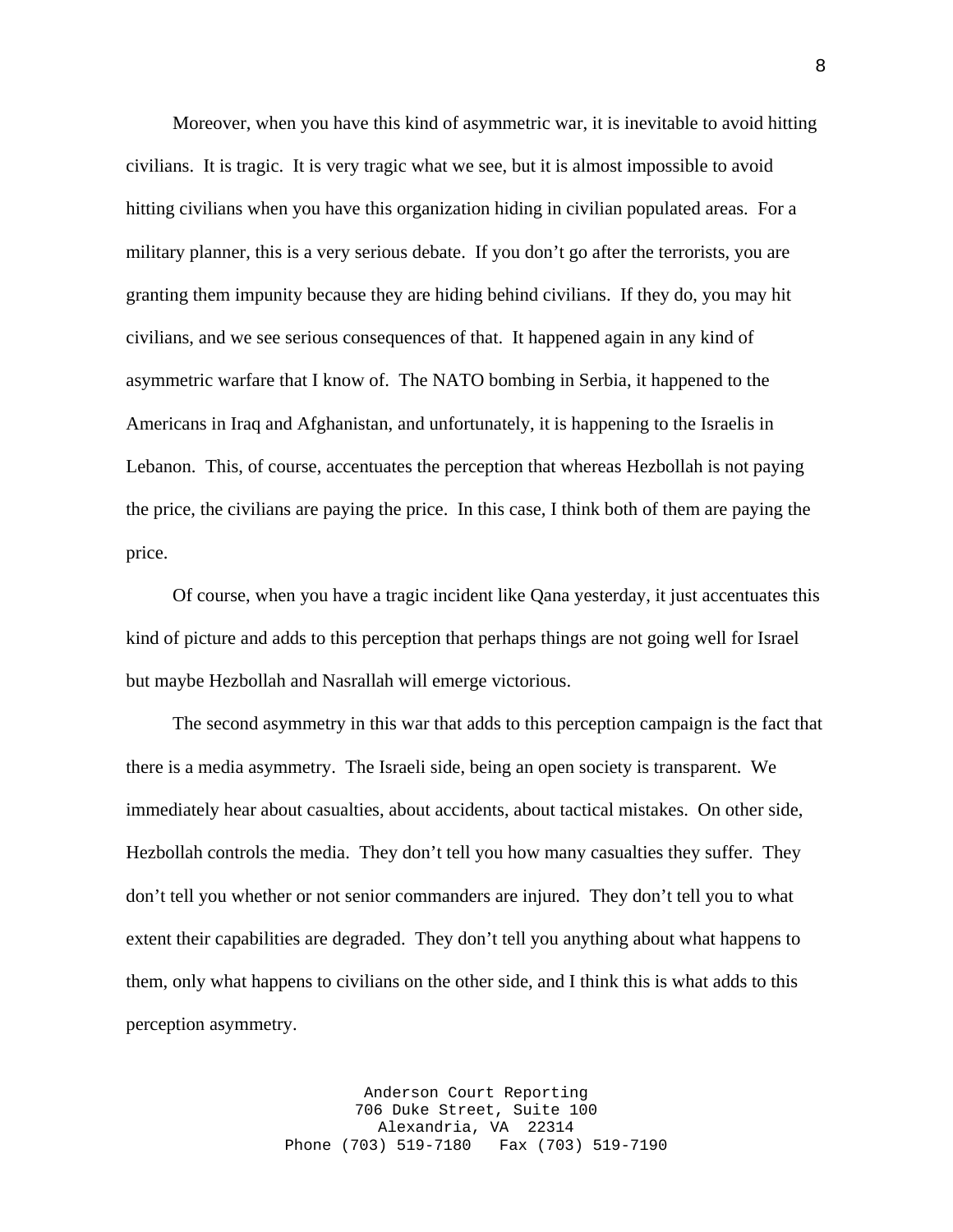Moreover, when you have this kind of asymmetric war, it is inevitable to avoid hitting civilians. It is tragic. It is very tragic what we see, but it is almost impossible to avoid hitting civilians when you have this organization hiding in civilian populated areas. For a military planner, this is a very serious debate. If you don't go after the terrorists, you are granting them impunity because they are hiding behind civilians. If they do, you may hit civilians, and we see serious consequences of that. It happened again in any kind of asymmetric warfare that I know of. The NATO bombing in Serbia, it happened to the Americans in Iraq and Afghanistan, and unfortunately, it is happening to the Israelis in Lebanon. This, of course, accentuates the perception that whereas Hezbollah is not paying the price, the civilians are paying the price. In this case, I think both of them are paying the price.

Of course, when you have a tragic incident like Qana yesterday, it just accentuates this kind of picture and adds to this perception that perhaps things are not going well for Israel but maybe Hezbollah and Nasrallah will emerge victorious.

The second asymmetry in this war that adds to this perception campaign is the fact that there is a media asymmetry. The Israeli side, being an open society is transparent. We immediately hear about casualties, about accidents, about tactical mistakes. On other side, Hezbollah controls the media. They don't tell you how many casualties they suffer. They don't tell you whether or not senior commanders are injured. They don't tell you to what extent their capabilities are degraded. They don't tell you anything about what happens to them, only what happens to civilians on the other side, and I think this is what adds to this perception asymmetry.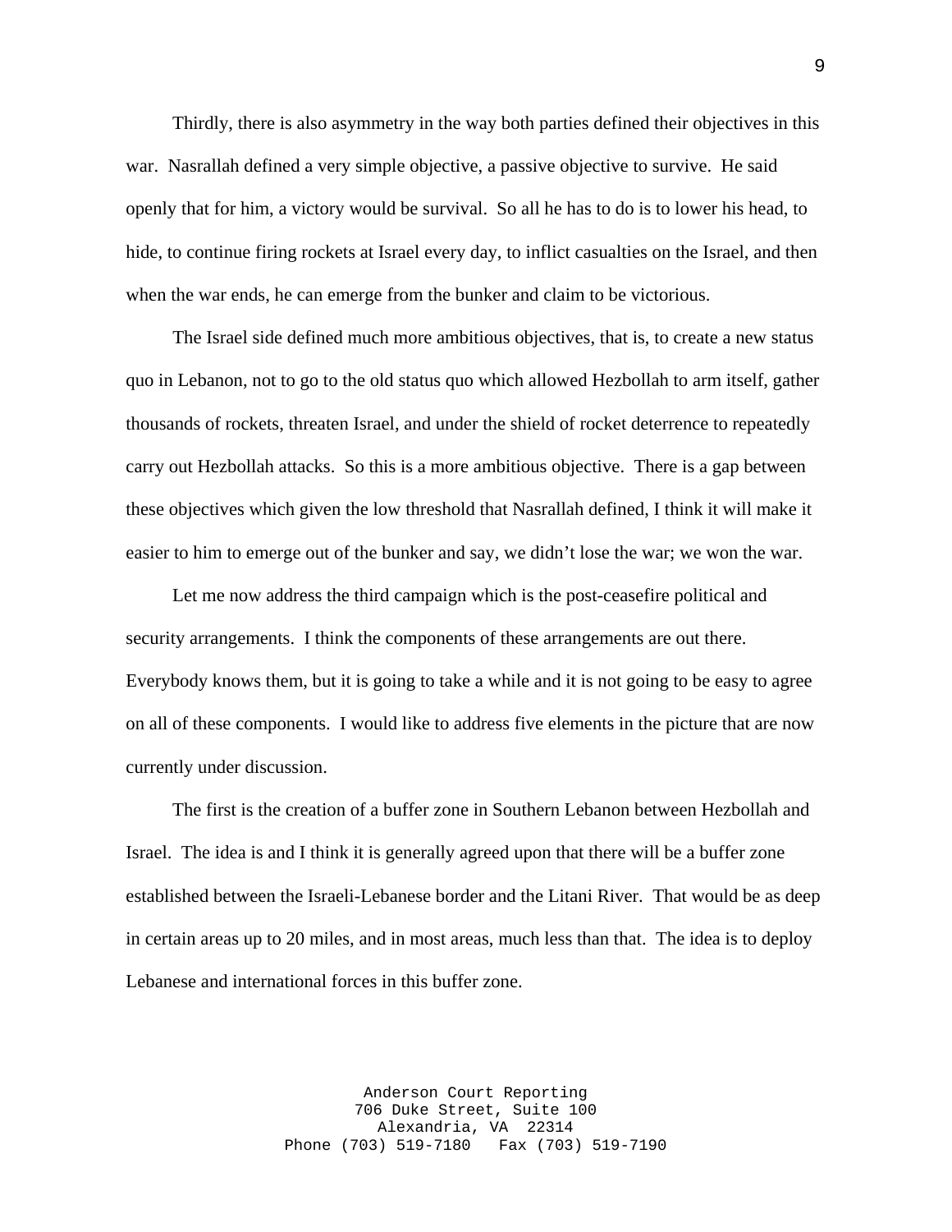Thirdly, there is also asymmetry in the way both parties defined their objectives in this war. Nasrallah defined a very simple objective, a passive objective to survive. He said openly that for him, a victory would be survival. So all he has to do is to lower his head, to hide, to continue firing rockets at Israel every day, to inflict casualties on the Israel, and then when the war ends, he can emerge from the bunker and claim to be victorious.

The Israel side defined much more ambitious objectives, that is, to create a new status quo in Lebanon, not to go to the old status quo which allowed Hezbollah to arm itself, gather thousands of rockets, threaten Israel, and under the shield of rocket deterrence to repeatedly carry out Hezbollah attacks. So this is a more ambitious objective. There is a gap between these objectives which given the low threshold that Nasrallah defined, I think it will make it easier to him to emerge out of the bunker and say, we didn't lose the war; we won the war.

Let me now address the third campaign which is the post-ceasefire political and security arrangements. I think the components of these arrangements are out there. Everybody knows them, but it is going to take a while and it is not going to be easy to agree on all of these components. I would like to address five elements in the picture that are now currently under discussion.

The first is the creation of a buffer zone in Southern Lebanon between Hezbollah and Israel. The idea is and I think it is generally agreed upon that there will be a buffer zone established between the Israeli-Lebanese border and the Litani River. That would be as deep in certain areas up to 20 miles, and in most areas, much less than that. The idea is to deploy Lebanese and international forces in this buffer zone.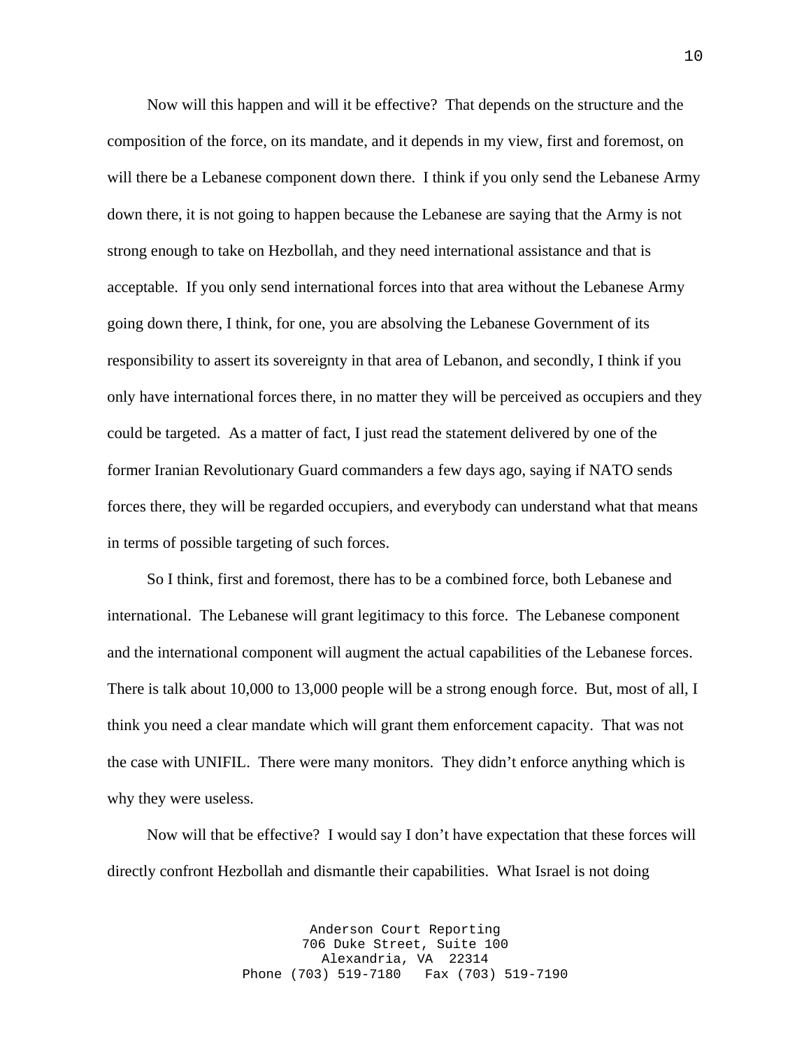Now will this happen and will it be effective? That depends on the structure and the composition of the force, on its mandate, and it depends in my view, first and foremost, on will there be a Lebanese component down there. I think if you only send the Lebanese Army down there, it is not going to happen because the Lebanese are saying that the Army is not strong enough to take on Hezbollah, and they need international assistance and that is acceptable. If you only send international forces into that area without the Lebanese Army going down there, I think, for one, you are absolving the Lebanese Government of its responsibility to assert its sovereignty in that area of Lebanon, and secondly, I think if you only have international forces there, in no matter they will be perceived as occupiers and they could be targeted. As a matter of fact, I just read the statement delivered by one of the former Iranian Revolutionary Guard commanders a few days ago, saying if NATO sends forces there, they will be regarded occupiers, and everybody can understand what that means in terms of possible targeting of such forces.

So I think, first and foremost, there has to be a combined force, both Lebanese and international. The Lebanese will grant legitimacy to this force. The Lebanese component and the international component will augment the actual capabilities of the Lebanese forces. There is talk about 10,000 to 13,000 people will be a strong enough force. But, most of all, I think you need a clear mandate which will grant them enforcement capacity. That was not the case with UNIFIL. There were many monitors. They didn't enforce anything which is why they were useless.

Now will that be effective? I would say I don't have expectation that these forces will directly confront Hezbollah and dismantle their capabilities. What Israel is not doing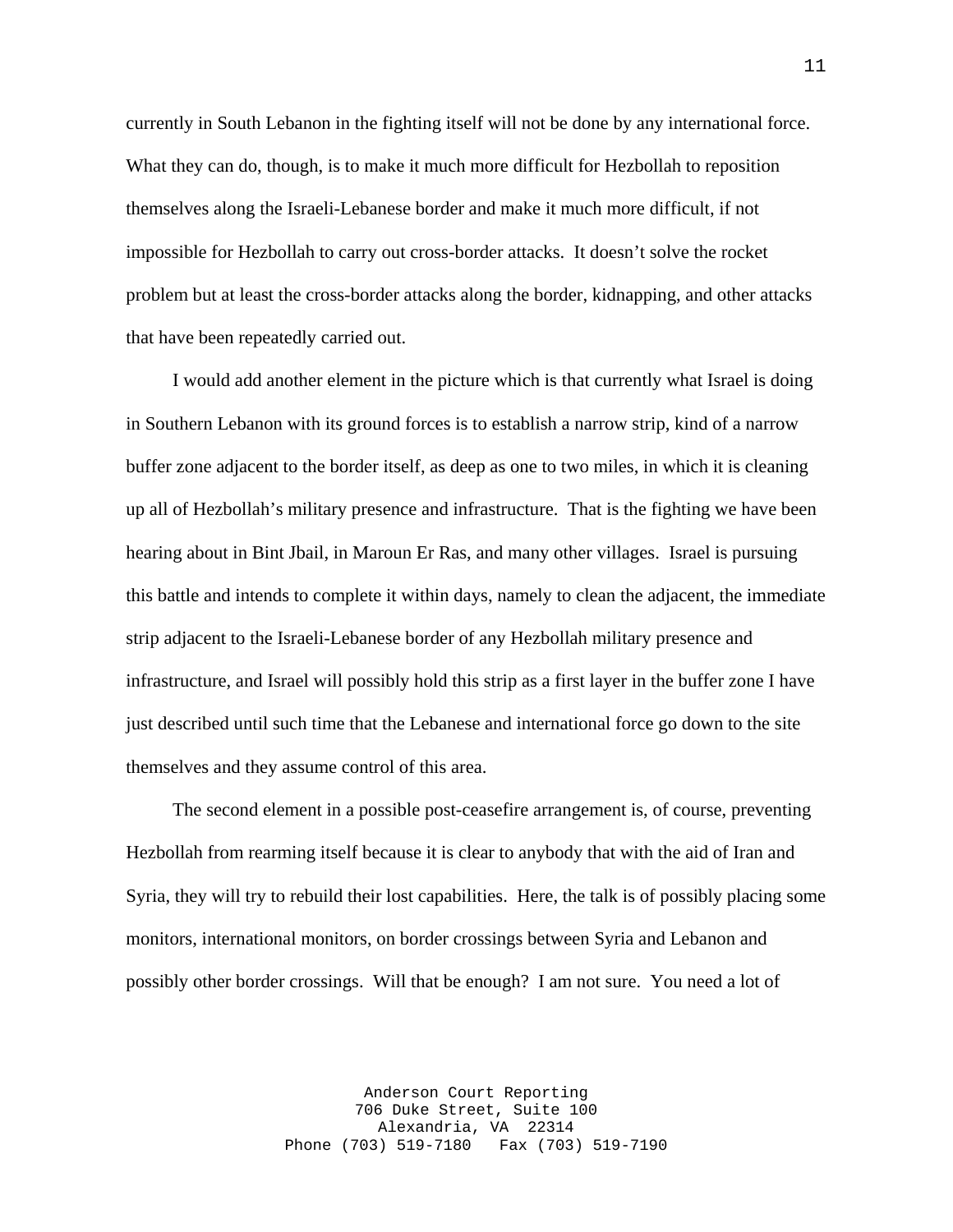currently in South Lebanon in the fighting itself will not be done by any international force. What they can do, though, is to make it much more difficult for Hezbollah to reposition themselves along the Israeli-Lebanese border and make it much more difficult, if not impossible for Hezbollah to carry out cross-border attacks. It doesn't solve the rocket problem but at least the cross-border attacks along the border, kidnapping, and other attacks that have been repeatedly carried out.

I would add another element in the picture which is that currently what Israel is doing in Southern Lebanon with its ground forces is to establish a narrow strip, kind of a narrow buffer zone adjacent to the border itself, as deep as one to two miles, in which it is cleaning up all of Hezbollah's military presence and infrastructure. That is the fighting we have been hearing about in Bint Jbail, in Maroun Er Ras, and many other villages. Israel is pursuing this battle and intends to complete it within days, namely to clean the adjacent, the immediate strip adjacent to the Israeli-Lebanese border of any Hezbollah military presence and infrastructure, and Israel will possibly hold this strip as a first layer in the buffer zone I have just described until such time that the Lebanese and international force go down to the site themselves and they assume control of this area.

The second element in a possible post-ceasefire arrangement is, of course, preventing Hezbollah from rearming itself because it is clear to anybody that with the aid of Iran and Syria, they will try to rebuild their lost capabilities. Here, the talk is of possibly placing some monitors, international monitors, on border crossings between Syria and Lebanon and possibly other border crossings. Will that be enough? I am not sure. You need a lot of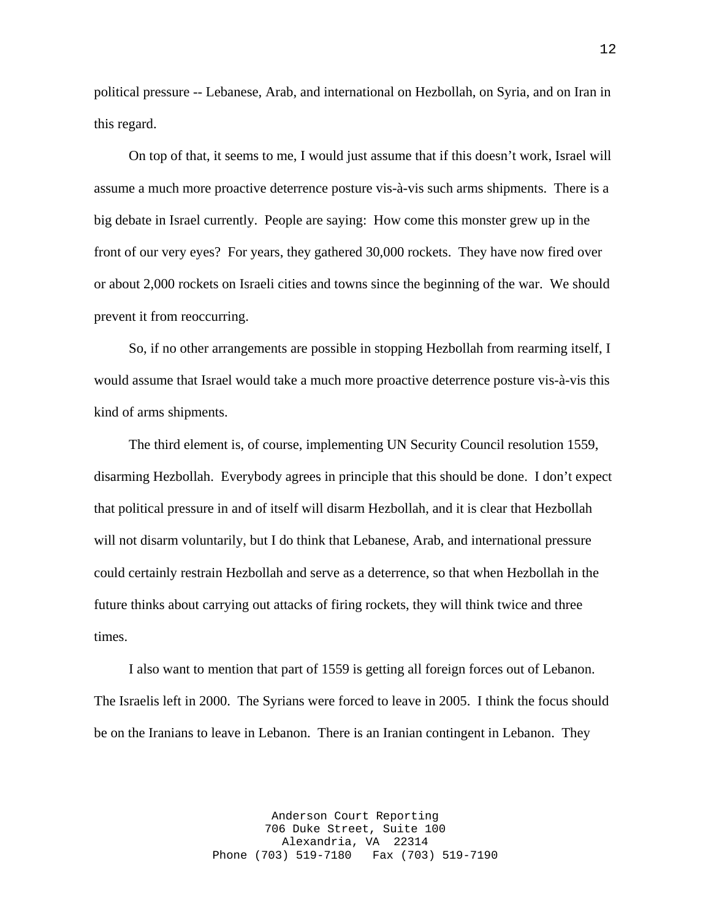political pressure -- Lebanese, Arab, and international on Hezbollah, on Syria, and on Iran in this regard.

On top of that, it seems to me, I would just assume that if this doesn't work, Israel will assume a much more proactive deterrence posture vis-à-vis such arms shipments. There is a big debate in Israel currently. People are saying: How come this monster grew up in the front of our very eyes? For years, they gathered 30,000 rockets. They have now fired over or about 2,000 rockets on Israeli cities and towns since the beginning of the war. We should prevent it from reoccurring.

So, if no other arrangements are possible in stopping Hezbollah from rearming itself, I would assume that Israel would take a much more proactive deterrence posture vis-à-vis this kind of arms shipments.

The third element is, of course, implementing UN Security Council resolution 1559, disarming Hezbollah. Everybody agrees in principle that this should be done. I don't expect that political pressure in and of itself will disarm Hezbollah, and it is clear that Hezbollah will not disarm voluntarily, but I do think that Lebanese, Arab, and international pressure could certainly restrain Hezbollah and serve as a deterrence, so that when Hezbollah in the future thinks about carrying out attacks of firing rockets, they will think twice and three times.

I also want to mention that part of 1559 is getting all foreign forces out of Lebanon. The Israelis left in 2000. The Syrians were forced to leave in 2005. I think the focus should be on the Iranians to leave in Lebanon. There is an Iranian contingent in Lebanon. They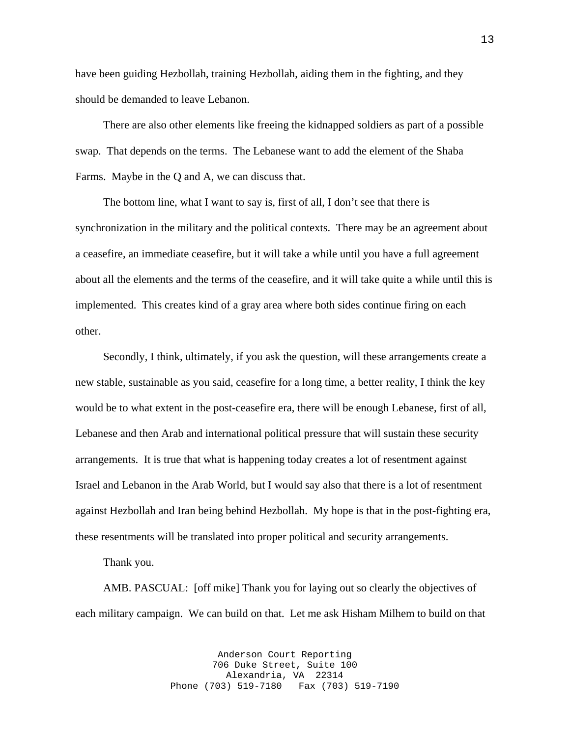have been guiding Hezbollah, training Hezbollah, aiding them in the fighting, and they should be demanded to leave Lebanon.

There are also other elements like freeing the kidnapped soldiers as part of a possible swap. That depends on the terms. The Lebanese want to add the element of the Shaba Farms. Maybe in the Q and A, we can discuss that.

The bottom line, what I want to say is, first of all, I don't see that there is synchronization in the military and the political contexts. There may be an agreement about a ceasefire, an immediate ceasefire, but it will take a while until you have a full agreement about all the elements and the terms of the ceasefire, and it will take quite a while until this is implemented. This creates kind of a gray area where both sides continue firing on each other.

Secondly, I think, ultimately, if you ask the question, will these arrangements create a new stable, sustainable as you said, ceasefire for a long time, a better reality, I think the key would be to what extent in the post-ceasefire era, there will be enough Lebanese, first of all, Lebanese and then Arab and international political pressure that will sustain these security arrangements. It is true that what is happening today creates a lot of resentment against Israel and Lebanon in the Arab World, but I would say also that there is a lot of resentment against Hezbollah and Iran being behind Hezbollah. My hope is that in the post-fighting era, these resentments will be translated into proper political and security arrangements.

Thank you.

AMB. PASCUAL: [off mike] Thank you for laying out so clearly the objectives of each military campaign. We can build on that. Let me ask Hisham Milhem to build on that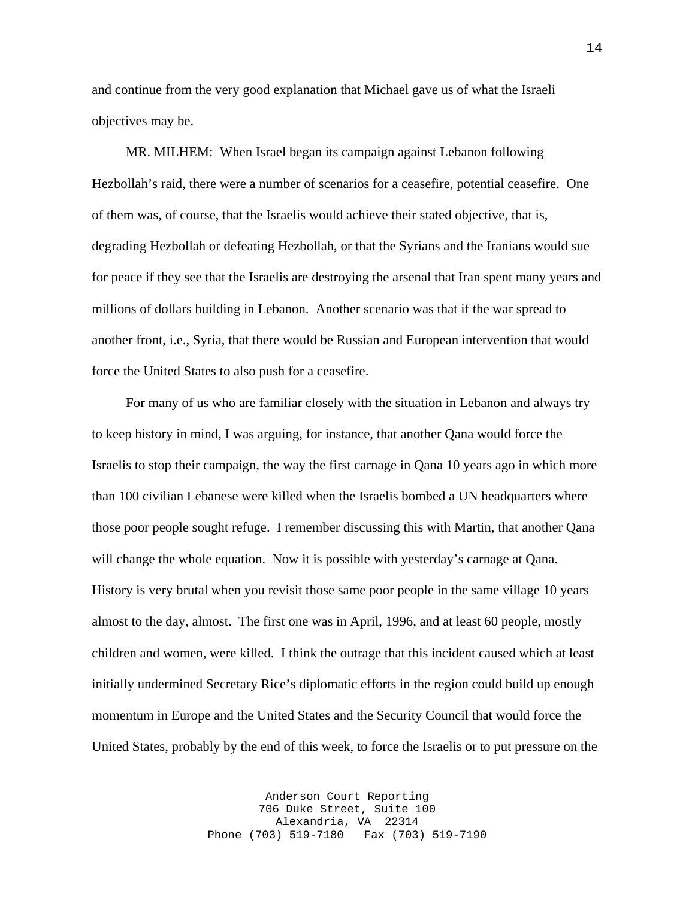and continue from the very good explanation that Michael gave us of what the Israeli objectives may be.

MR. MILHEM: When Israel began its campaign against Lebanon following Hezbollah's raid, there were a number of scenarios for a ceasefire, potential ceasefire. One of them was, of course, that the Israelis would achieve their stated objective, that is, degrading Hezbollah or defeating Hezbollah, or that the Syrians and the Iranians would sue for peace if they see that the Israelis are destroying the arsenal that Iran spent many years and millions of dollars building in Lebanon. Another scenario was that if the war spread to another front, i.e., Syria, that there would be Russian and European intervention that would force the United States to also push for a ceasefire.

For many of us who are familiar closely with the situation in Lebanon and always try to keep history in mind, I was arguing, for instance, that another Qana would force the Israelis to stop their campaign, the way the first carnage in Qana 10 years ago in which more than 100 civilian Lebanese were killed when the Israelis bombed a UN headquarters where those poor people sought refuge. I remember discussing this with Martin, that another Qana will change the whole equation. Now it is possible with yesterday's carnage at Qana. History is very brutal when you revisit those same poor people in the same village 10 years almost to the day, almost. The first one was in April, 1996, and at least 60 people, mostly children and women, were killed. I think the outrage that this incident caused which at least initially undermined Secretary Rice's diplomatic efforts in the region could build up enough momentum in Europe and the United States and the Security Council that would force the United States, probably by the end of this week, to force the Israelis or to put pressure on the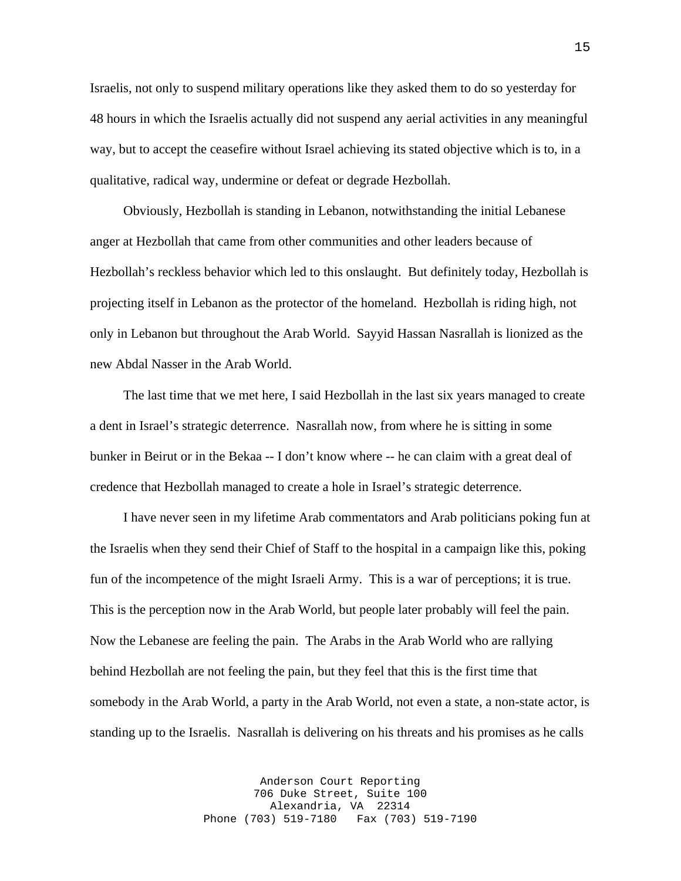Israelis, not only to suspend military operations like they asked them to do so yesterday for 48 hours in which the Israelis actually did not suspend any aerial activities in any meaningful way, but to accept the ceasefire without Israel achieving its stated objective which is to, in a qualitative, radical way, undermine or defeat or degrade Hezbollah.

Obviously, Hezbollah is standing in Lebanon, notwithstanding the initial Lebanese anger at Hezbollah that came from other communities and other leaders because of Hezbollah's reckless behavior which led to this onslaught. But definitely today, Hezbollah is projecting itself in Lebanon as the protector of the homeland. Hezbollah is riding high, not only in Lebanon but throughout the Arab World. Sayyid Hassan Nasrallah is lionized as the new Abdal Nasser in the Arab World.

The last time that we met here, I said Hezbollah in the last six years managed to create a dent in Israel's strategic deterrence. Nasrallah now, from where he is sitting in some bunker in Beirut or in the Bekaa -- I don't know where -- he can claim with a great deal of credence that Hezbollah managed to create a hole in Israel's strategic deterrence.

I have never seen in my lifetime Arab commentators and Arab politicians poking fun at the Israelis when they send their Chief of Staff to the hospital in a campaign like this, poking fun of the incompetence of the might Israeli Army. This is a war of perceptions; it is true. This is the perception now in the Arab World, but people later probably will feel the pain. Now the Lebanese are feeling the pain. The Arabs in the Arab World who are rallying behind Hezbollah are not feeling the pain, but they feel that this is the first time that somebody in the Arab World, a party in the Arab World, not even a state, a non-state actor, is standing up to the Israelis. Nasrallah is delivering on his threats and his promises as he calls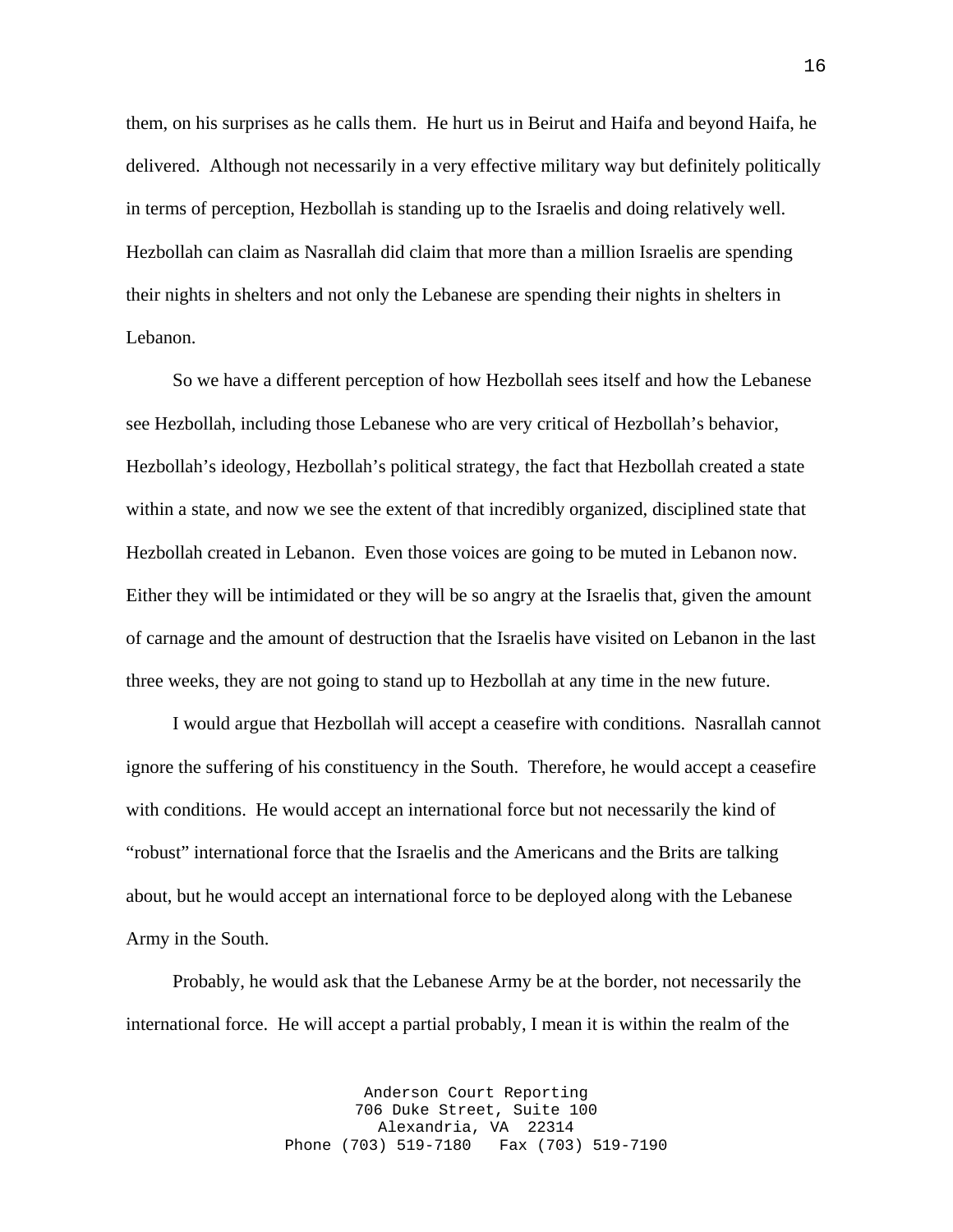them, on his surprises as he calls them. He hurt us in Beirut and Haifa and beyond Haifa, he delivered. Although not necessarily in a very effective military way but definitely politically in terms of perception, Hezbollah is standing up to the Israelis and doing relatively well. Hezbollah can claim as Nasrallah did claim that more than a million Israelis are spending their nights in shelters and not only the Lebanese are spending their nights in shelters in Lebanon.

So we have a different perception of how Hezbollah sees itself and how the Lebanese see Hezbollah, including those Lebanese who are very critical of Hezbollah's behavior, Hezbollah's ideology, Hezbollah's political strategy, the fact that Hezbollah created a state within a state, and now we see the extent of that incredibly organized, disciplined state that Hezbollah created in Lebanon. Even those voices are going to be muted in Lebanon now. Either they will be intimidated or they will be so angry at the Israelis that, given the amount of carnage and the amount of destruction that the Israelis have visited on Lebanon in the last three weeks, they are not going to stand up to Hezbollah at any time in the new future.

I would argue that Hezbollah will accept a ceasefire with conditions. Nasrallah cannot ignore the suffering of his constituency in the South. Therefore, he would accept a ceasefire with conditions. He would accept an international force but not necessarily the kind of "robust" international force that the Israelis and the Americans and the Brits are talking about, but he would accept an international force to be deployed along with the Lebanese Army in the South.

Probably, he would ask that the Lebanese Army be at the border, not necessarily the international force. He will accept a partial probably, I mean it is within the realm of the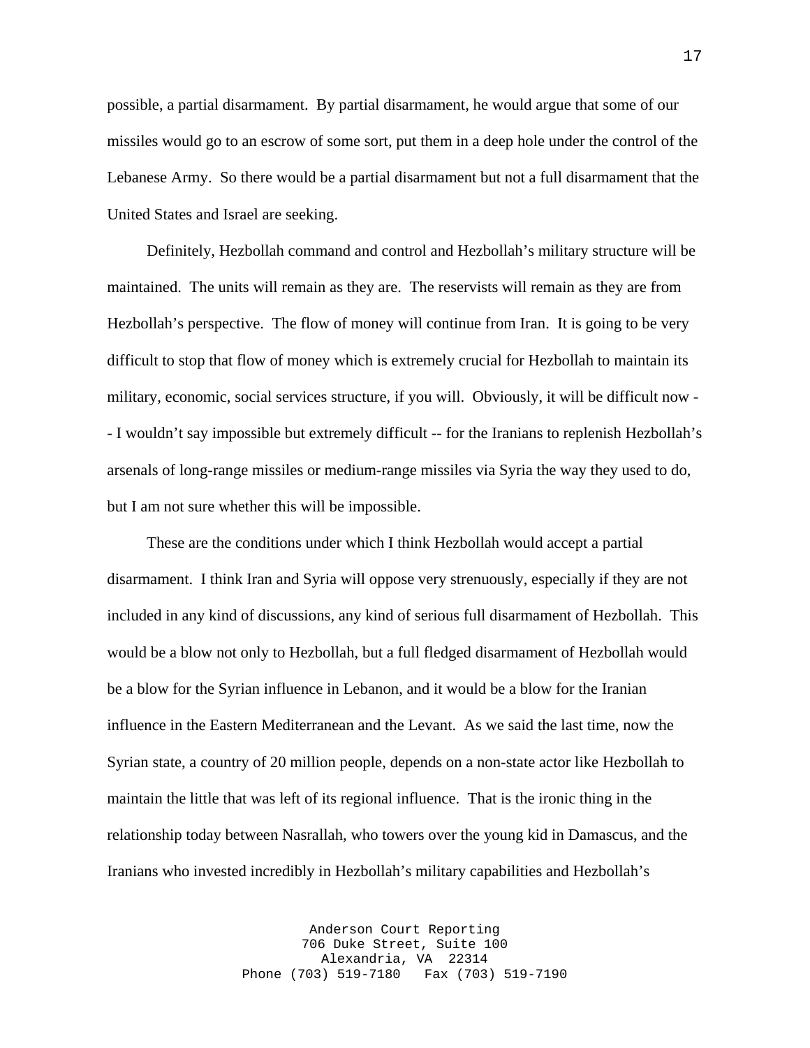possible, a partial disarmament. By partial disarmament, he would argue that some of our missiles would go to an escrow of some sort, put them in a deep hole under the control of the Lebanese Army. So there would be a partial disarmament but not a full disarmament that the United States and Israel are seeking.

Definitely, Hezbollah command and control and Hezbollah's military structure will be maintained. The units will remain as they are. The reservists will remain as they are from Hezbollah's perspective. The flow of money will continue from Iran. It is going to be very difficult to stop that flow of money which is extremely crucial for Hezbollah to maintain its military, economic, social services structure, if you will. Obviously, it will be difficult now -- I wouldn't say impossible but extremely difficult -- for the Iranians to replenish Hezbollah's arsenals of long-range missiles or medium-range missiles via Syria the way they used to do, but I am not sure whether this will be impossible.

These are the conditions under which I think Hezbollah would accept a partial disarmament. I think Iran and Syria will oppose very strenuously, especially if they are not included in any kind of discussions, any kind of serious full disarmament of Hezbollah. This would be a blow not only to Hezbollah, but a full fledged disarmament of Hezbollah would be a blow for the Syrian influence in Lebanon, and it would be a blow for the Iranian influence in the Eastern Mediterranean and the Levant. As we said the last time, now the Syrian state, a country of 20 million people, depends on a non-state actor like Hezbollah to maintain the little that was left of its regional influence. That is the ironic thing in the relationship today between Nasrallah, who towers over the young kid in Damascus, and the Iranians who invested incredibly in Hezbollah's military capabilities and Hezbollah's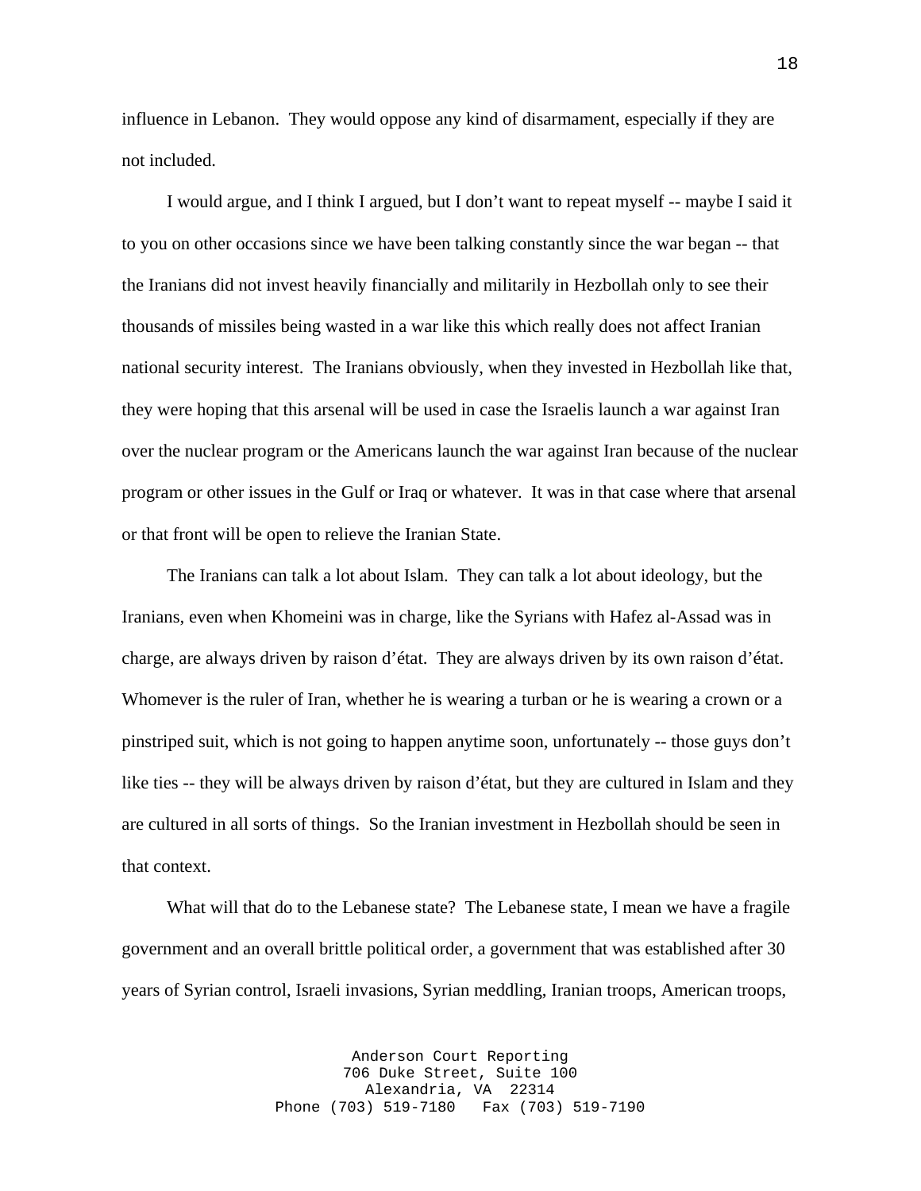influence in Lebanon. They would oppose any kind of disarmament, especially if they are not included.

I would argue, and I think I argued, but I don't want to repeat myself -- maybe I said it to you on other occasions since we have been talking constantly since the war began -- that the Iranians did not invest heavily financially and militarily in Hezbollah only to see their thousands of missiles being wasted in a war like this which really does not affect Iranian national security interest. The Iranians obviously, when they invested in Hezbollah like that, they were hoping that this arsenal will be used in case the Israelis launch a war against Iran over the nuclear program or the Americans launch the war against Iran because of the nuclear program or other issues in the Gulf or Iraq or whatever. It was in that case where that arsenal or that front will be open to relieve the Iranian State.

The Iranians can talk a lot about Islam. They can talk a lot about ideology, but the Iranians, even when Khomeini was in charge, like the Syrians with Hafez al-Assad was in charge, are always driven by raison d'état. They are always driven by its own raison d'état. Whomever is the ruler of Iran, whether he is wearing a turban or he is wearing a crown or a pinstriped suit, which is not going to happen anytime soon, unfortunately -- those guys don't like ties -- they will be always driven by raison d'état, but they are cultured in Islam and they are cultured in all sorts of things. So the Iranian investment in Hezbollah should be seen in that context.

What will that do to the Lebanese state? The Lebanese state, I mean we have a fragile government and an overall brittle political order, a government that was established after 30 years of Syrian control, Israeli invasions, Syrian meddling, Iranian troops, American troops,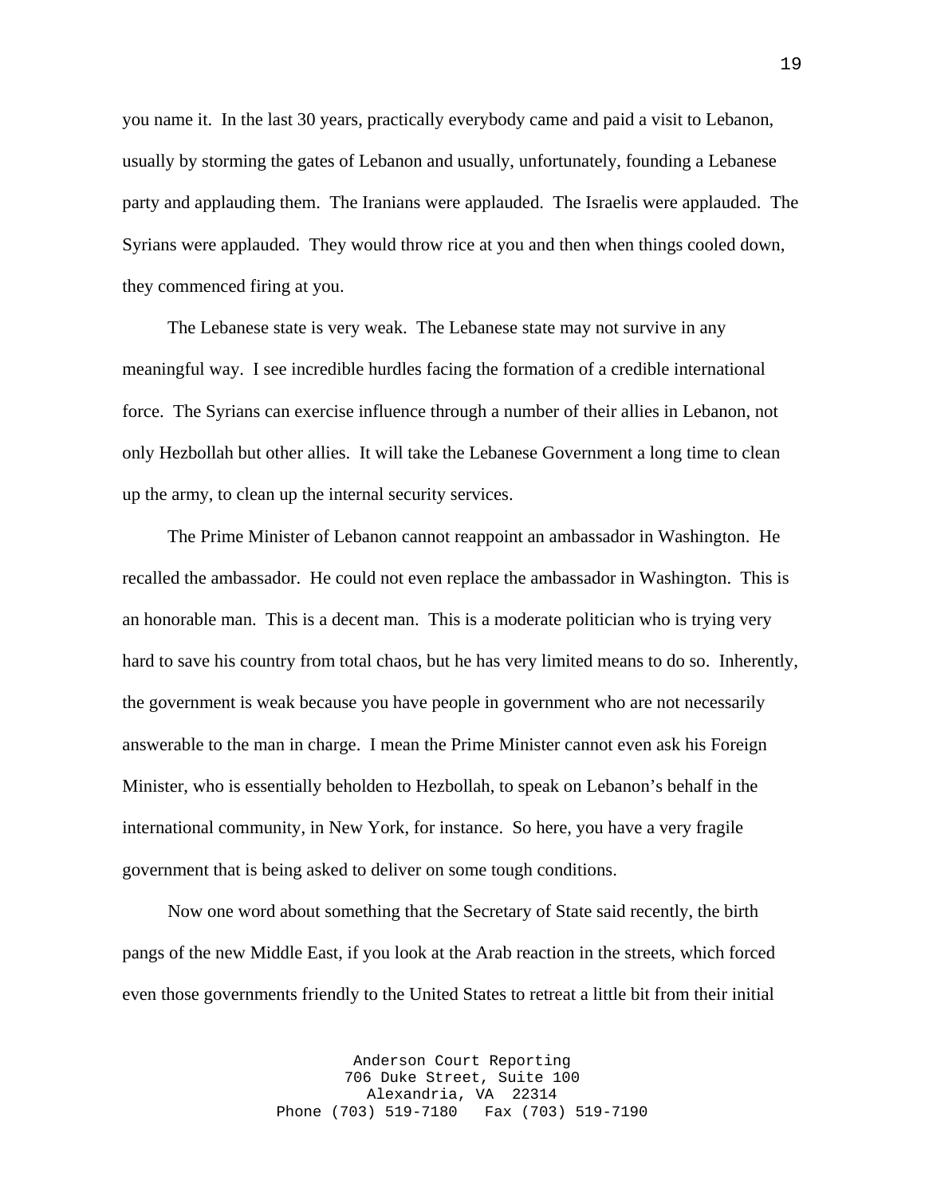you name it. In the last 30 years, practically everybody came and paid a visit to Lebanon, usually by storming the gates of Lebanon and usually, unfortunately, founding a Lebanese party and applauding them. The Iranians were applauded. The Israelis were applauded. The Syrians were applauded. They would throw rice at you and then when things cooled down, they commenced firing at you.

The Lebanese state is very weak. The Lebanese state may not survive in any meaningful way. I see incredible hurdles facing the formation of a credible international force. The Syrians can exercise influence through a number of their allies in Lebanon, not only Hezbollah but other allies. It will take the Lebanese Government a long time to clean up the army, to clean up the internal security services.

The Prime Minister of Lebanon cannot reappoint an ambassador in Washington. He recalled the ambassador. He could not even replace the ambassador in Washington. This is an honorable man. This is a decent man. This is a moderate politician who is trying very hard to save his country from total chaos, but he has very limited means to do so. Inherently, the government is weak because you have people in government who are not necessarily answerable to the man in charge. I mean the Prime Minister cannot even ask his Foreign Minister, who is essentially beholden to Hezbollah, to speak on Lebanon's behalf in the international community, in New York, for instance. So here, you have a very fragile government that is being asked to deliver on some tough conditions.

Now one word about something that the Secretary of State said recently, the birth pangs of the new Middle East, if you look at the Arab reaction in the streets, which forced even those governments friendly to the United States to retreat a little bit from their initial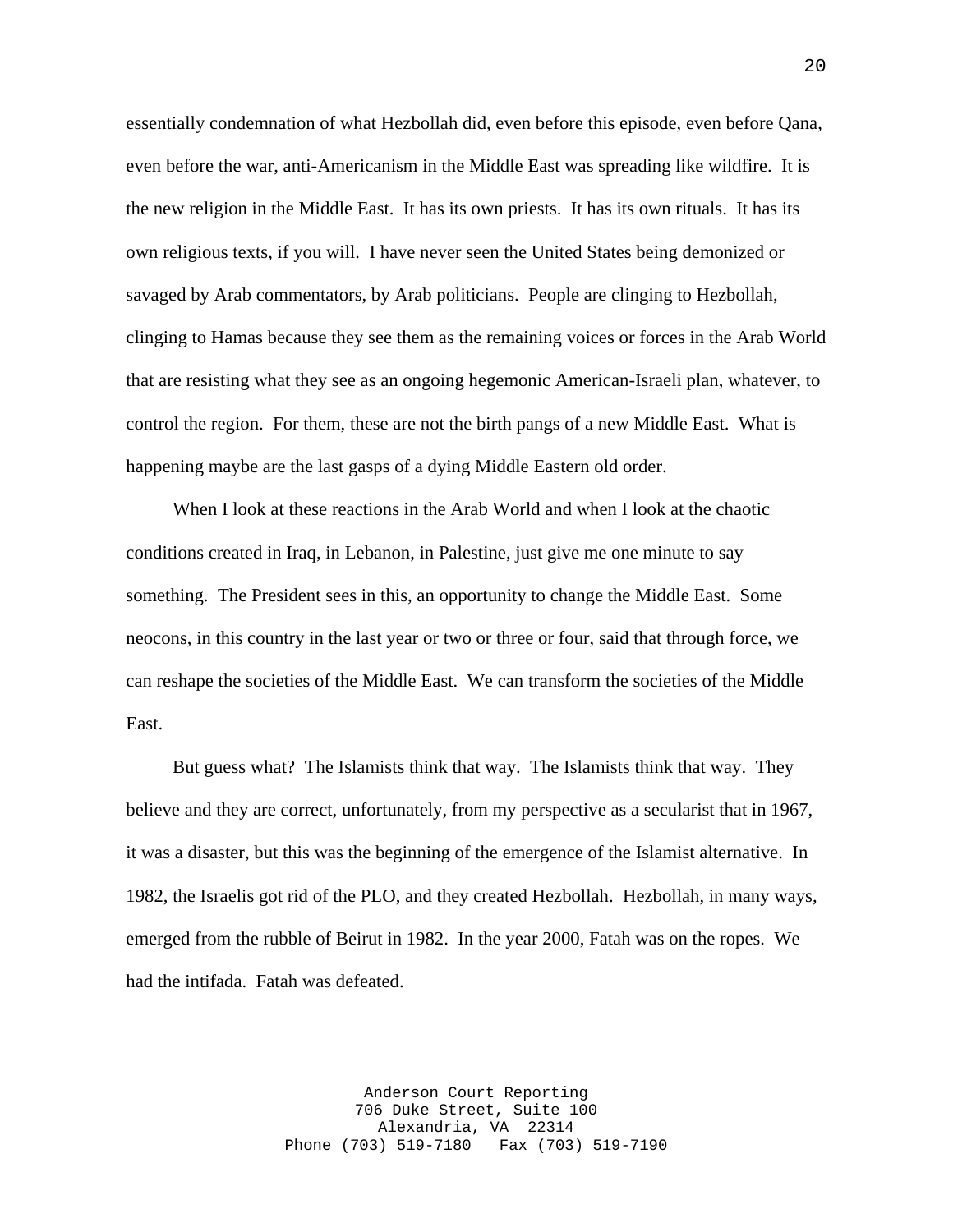essentially condemnation of what Hezbollah did, even before this episode, even before Qana, even before the war, anti-Americanism in the Middle East was spreading like wildfire. It is the new religion in the Middle East. It has its own priests. It has its own rituals. It has its own religious texts, if you will. I have never seen the United States being demonized or savaged by Arab commentators, by Arab politicians. People are clinging to Hezbollah, clinging to Hamas because they see them as the remaining voices or forces in the Arab World that are resisting what they see as an ongoing hegemonic American-Israeli plan, whatever, to control the region. For them, these are not the birth pangs of a new Middle East. What is happening maybe are the last gasps of a dying Middle Eastern old order.

When I look at these reactions in the Arab World and when I look at the chaotic conditions created in Iraq, in Lebanon, in Palestine, just give me one minute to say something. The President sees in this, an opportunity to change the Middle East. Some neocons, in this country in the last year or two or three or four, said that through force, we can reshape the societies of the Middle East. We can transform the societies of the Middle East.

But guess what? The Islamists think that way. The Islamists think that way. They believe and they are correct, unfortunately, from my perspective as a secularist that in 1967, it was a disaster, but this was the beginning of the emergence of the Islamist alternative. In 1982, the Israelis got rid of the PLO, and they created Hezbollah. Hezbollah, in many ways, emerged from the rubble of Beirut in 1982. In the year 2000, Fatah was on the ropes. We had the intifada. Fatah was defeated.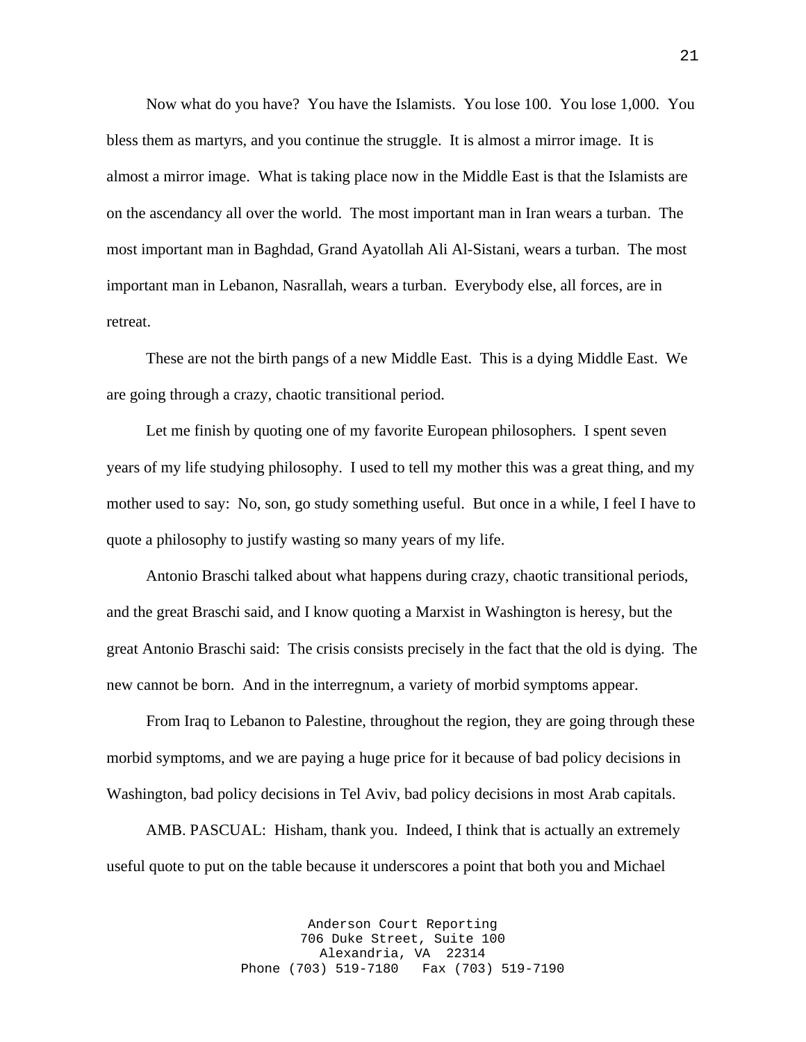Now what do you have? You have the Islamists. You lose 100. You lose 1,000. You bless them as martyrs, and you continue the struggle. It is almost a mirror image. It is almost a mirror image. What is taking place now in the Middle East is that the Islamists are on the ascendancy all over the world. The most important man in Iran wears a turban. The most important man in Baghdad, Grand Ayatollah Ali Al-Sistani, wears a turban. The most important man in Lebanon, Nasrallah, wears a turban. Everybody else, all forces, are in retreat.

These are not the birth pangs of a new Middle East. This is a dying Middle East. We are going through a crazy, chaotic transitional period.

Let me finish by quoting one of my favorite European philosophers. I spent seven years of my life studying philosophy. I used to tell my mother this was a great thing, and my mother used to say: No, son, go study something useful. But once in a while, I feel I have to quote a philosophy to justify wasting so many years of my life.

Antonio Braschi talked about what happens during crazy, chaotic transitional periods, and the great Braschi said, and I know quoting a Marxist in Washington is heresy, but the great Antonio Braschi said: The crisis consists precisely in the fact that the old is dying. The new cannot be born. And in the interregnum, a variety of morbid symptoms appear.

From Iraq to Lebanon to Palestine, throughout the region, they are going through these morbid symptoms, and we are paying a huge price for it because of bad policy decisions in Washington, bad policy decisions in Tel Aviv, bad policy decisions in most Arab capitals.

AMB. PASCUAL: Hisham, thank you. Indeed, I think that is actually an extremely useful quote to put on the table because it underscores a point that both you and Michael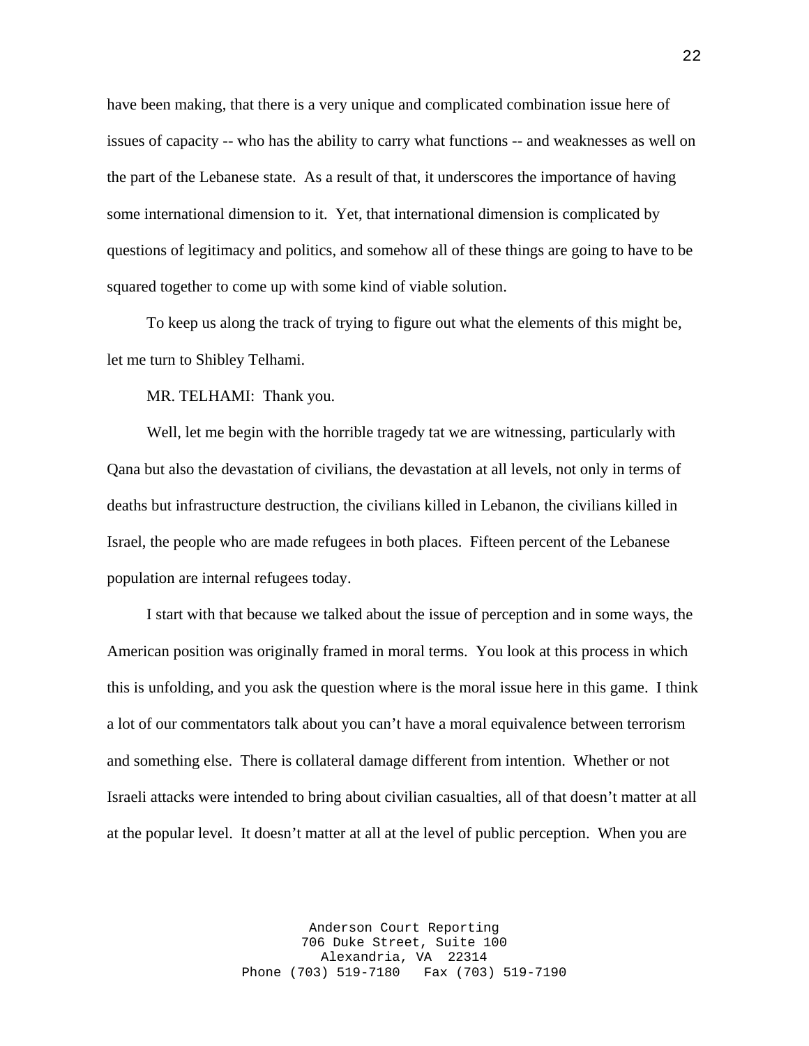have been making, that there is a very unique and complicated combination issue here of issues of capacity -- who has the ability to carry what functions -- and weaknesses as well on the part of the Lebanese state. As a result of that, it underscores the importance of having some international dimension to it. Yet, that international dimension is complicated by questions of legitimacy and politics, and somehow all of these things are going to have to be squared together to come up with some kind of viable solution.

To keep us along the track of trying to figure out what the elements of this might be, let me turn to Shibley Telhami.

MR. TELHAMI: Thank you.

Well, let me begin with the horrible tragedy tat we are witnessing, particularly with Qana but also the devastation of civilians, the devastation at all levels, not only in terms of deaths but infrastructure destruction, the civilians killed in Lebanon, the civilians killed in Israel, the people who are made refugees in both places. Fifteen percent of the Lebanese population are internal refugees today.

I start with that because we talked about the issue of perception and in some ways, the American position was originally framed in moral terms. You look at this process in which this is unfolding, and you ask the question where is the moral issue here in this game. I think a lot of our commentators talk about you can't have a moral equivalence between terrorism and something else. There is collateral damage different from intention. Whether or not Israeli attacks were intended to bring about civilian casualties, all of that doesn't matter at all at the popular level. It doesn't matter at all at the level of public perception. When you are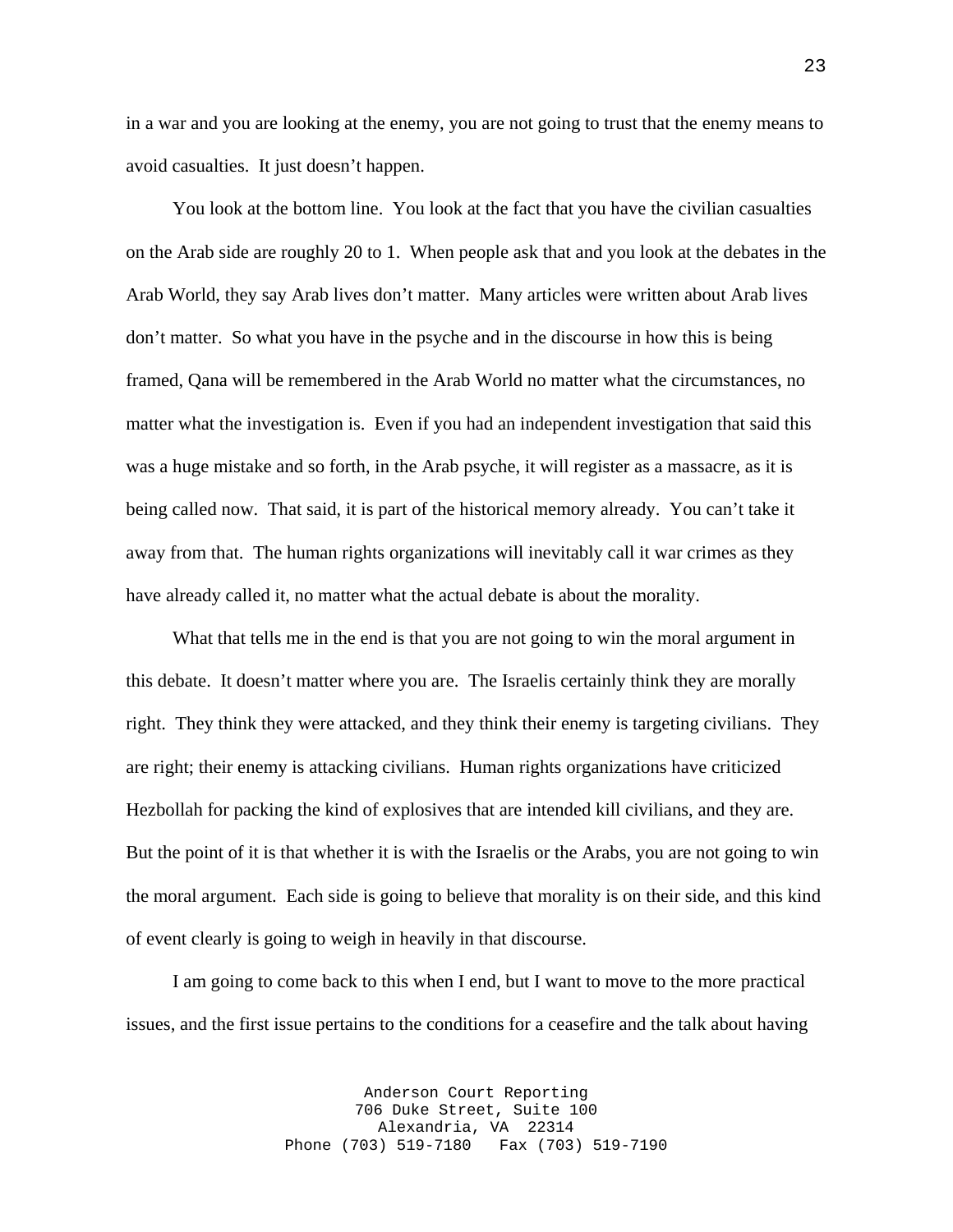in a war and you are looking at the enemy, you are not going to trust that the enemy means to avoid casualties. It just doesn't happen.

You look at the bottom line. You look at the fact that you have the civilian casualties on the Arab side are roughly 20 to 1. When people ask that and you look at the debates in the Arab World, they say Arab lives don't matter. Many articles were written about Arab lives don't matter. So what you have in the psyche and in the discourse in how this is being framed, Qana will be remembered in the Arab World no matter what the circumstances, no matter what the investigation is. Even if you had an independent investigation that said this was a huge mistake and so forth, in the Arab psyche, it will register as a massacre, as it is being called now. That said, it is part of the historical memory already. You can't take it away from that. The human rights organizations will inevitably call it war crimes as they have already called it, no matter what the actual debate is about the morality.

What that tells me in the end is that you are not going to win the moral argument in this debate. It doesn't matter where you are. The Israelis certainly think they are morally right. They think they were attacked, and they think their enemy is targeting civilians. They are right; their enemy is attacking civilians. Human rights organizations have criticized Hezbollah for packing the kind of explosives that are intended kill civilians, and they are. But the point of it is that whether it is with the Israelis or the Arabs, you are not going to win the moral argument. Each side is going to believe that morality is on their side, and this kind of event clearly is going to weigh in heavily in that discourse.

I am going to come back to this when I end, but I want to move to the more practical issues, and the first issue pertains to the conditions for a ceasefire and the talk about having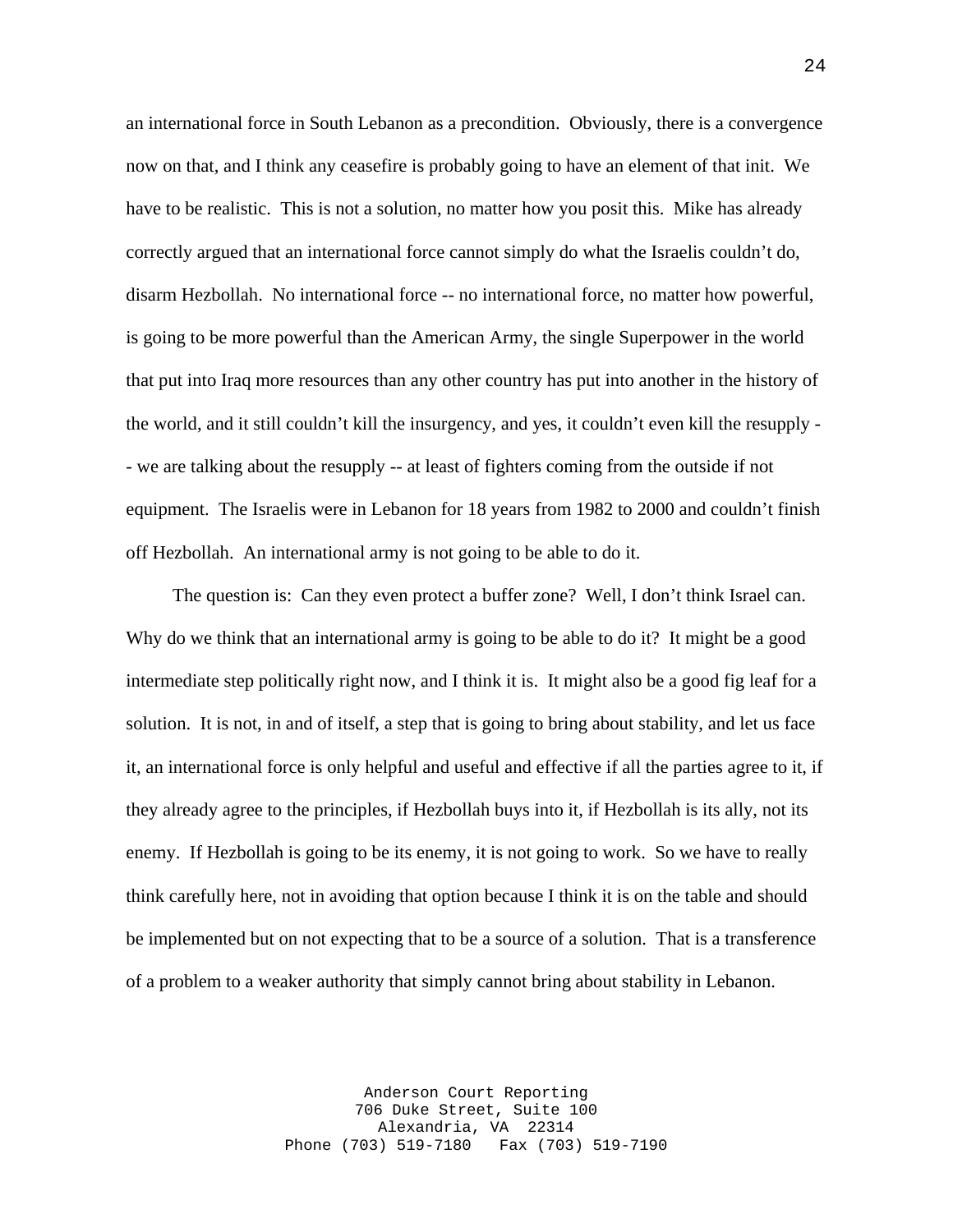an international force in South Lebanon as a precondition. Obviously, there is a convergence now on that, and I think any ceasefire is probably going to have an element of that init. We have to be realistic. This is not a solution, no matter how you posit this. Mike has already correctly argued that an international force cannot simply do what the Israelis couldn't do, disarm Hezbollah. No international force -- no international force, no matter how powerful, is going to be more powerful than the American Army, the single Superpower in the world that put into Iraq more resources than any other country has put into another in the history of the world, and it still couldn't kill the insurgency, and yes, it couldn't even kill the resupply -- we are talking about the resupply -- at least of fighters coming from the outside if not equipment. The Israelis were in Lebanon for 18 years from 1982 to 2000 and couldn't finish off Hezbollah. An international army is not going to be able to do it.

The question is: Can they even protect a buffer zone? Well, I don't think Israel can. Why do we think that an international army is going to be able to do it? It might be a good intermediate step politically right now, and I think it is. It might also be a good fig leaf for a solution. It is not, in and of itself, a step that is going to bring about stability, and let us face it, an international force is only helpful and useful and effective if all the parties agree to it, if they already agree to the principles, if Hezbollah buys into it, if Hezbollah is its ally, not its enemy. If Hezbollah is going to be its enemy, it is not going to work. So we have to really think carefully here, not in avoiding that option because I think it is on the table and should be implemented but on not expecting that to be a source of a solution. That is a transference of a problem to a weaker authority that simply cannot bring about stability in Lebanon.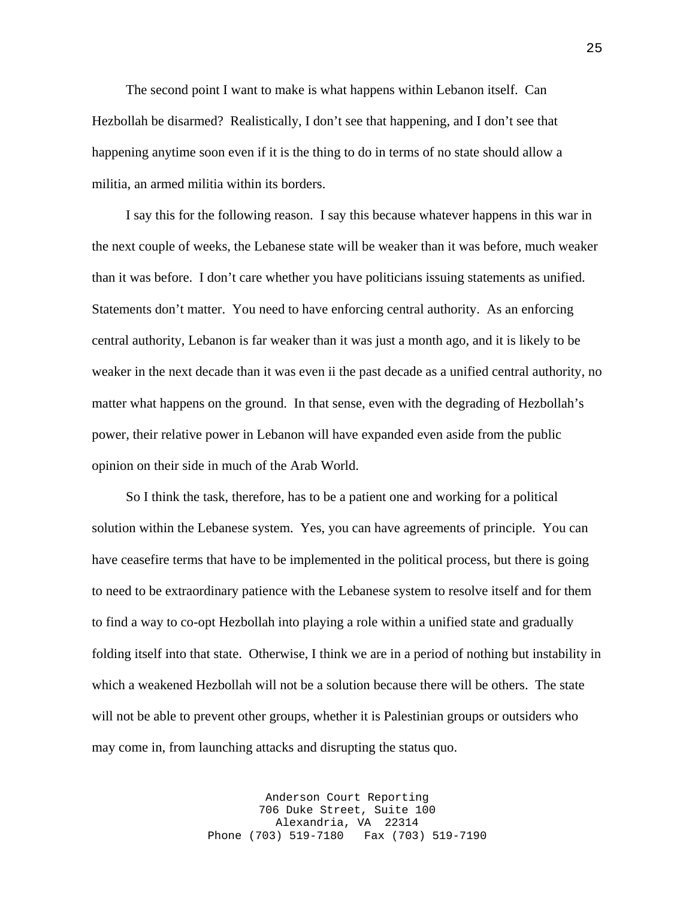The second point I want to make is what happens within Lebanon itself. Can Hezbollah be disarmed? Realistically, I don't see that happening, and I don't see that happening anytime soon even if it is the thing to do in terms of no state should allow a militia, an armed militia within its borders.

I say this for the following reason. I say this because whatever happens in this war in the next couple of weeks, the Lebanese state will be weaker than it was before, much weaker than it was before. I don't care whether you have politicians issuing statements as unified. Statements don't matter. You need to have enforcing central authority. As an enforcing central authority, Lebanon is far weaker than it was just a month ago, and it is likely to be weaker in the next decade than it was even ii the past decade as a unified central authority, no matter what happens on the ground. In that sense, even with the degrading of Hezbollah's power, their relative power in Lebanon will have expanded even aside from the public opinion on their side in much of the Arab World.

So I think the task, therefore, has to be a patient one and working for a political solution within the Lebanese system. Yes, you can have agreements of principle. You can have ceasefire terms that have to be implemented in the political process, but there is going to need to be extraordinary patience with the Lebanese system to resolve itself and for them to find a way to co-opt Hezbollah into playing a role within a unified state and gradually folding itself into that state. Otherwise, I think we are in a period of nothing but instability in which a weakened Hezbollah will not be a solution because there will be others. The state will not be able to prevent other groups, whether it is Palestinian groups or outsiders who may come in, from launching attacks and disrupting the status quo.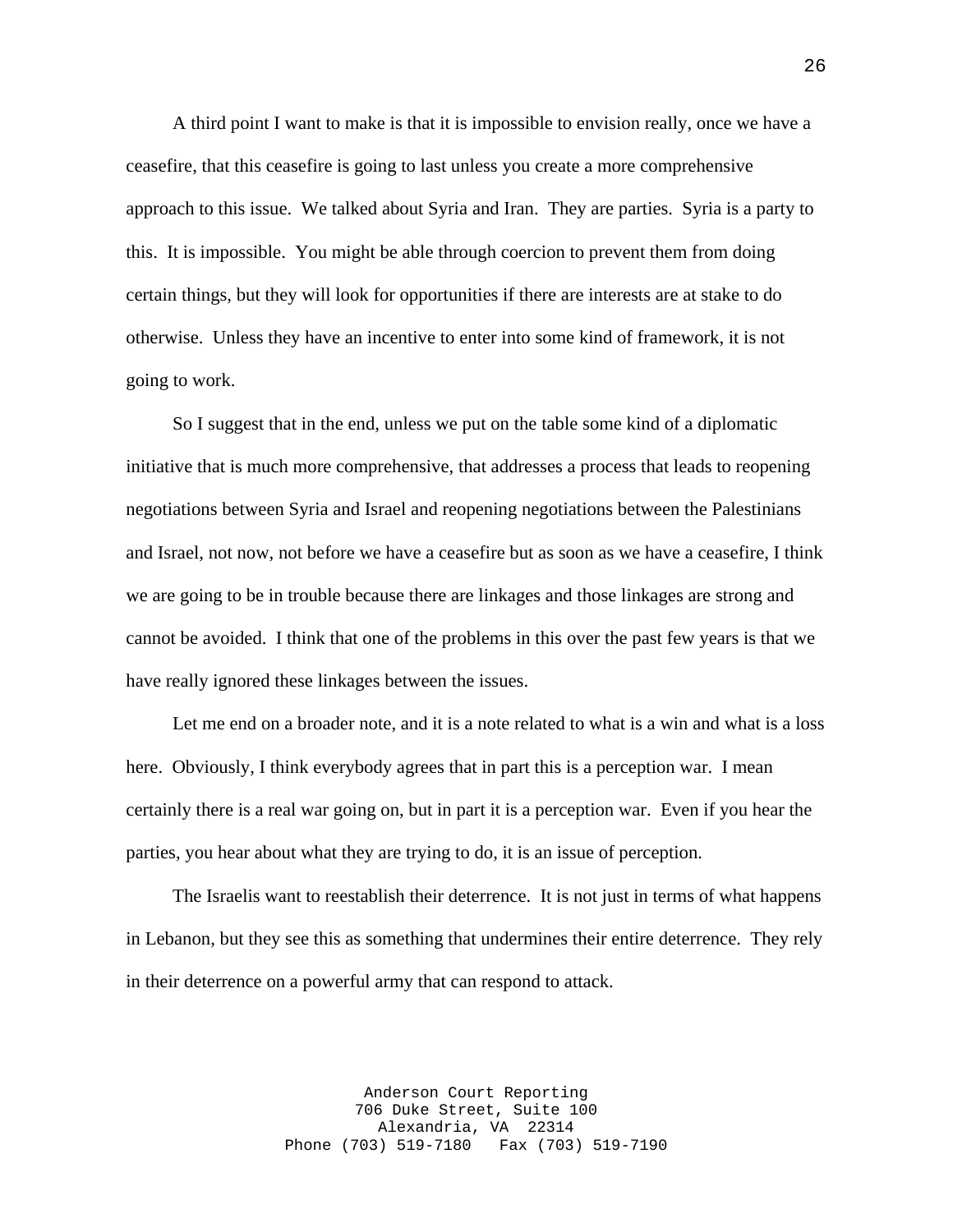A third point I want to make is that it is impossible to envision really, once we have a ceasefire, that this ceasefire is going to last unless you create a more comprehensive approach to this issue. We talked about Syria and Iran. They are parties. Syria is a party to this. It is impossible. You might be able through coercion to prevent them from doing certain things, but they will look for opportunities if there are interests are at stake to do otherwise. Unless they have an incentive to enter into some kind of framework, it is not going to work.

So I suggest that in the end, unless we put on the table some kind of a diplomatic initiative that is much more comprehensive, that addresses a process that leads to reopening negotiations between Syria and Israel and reopening negotiations between the Palestinians and Israel, not now, not before we have a ceasefire but as soon as we have a ceasefire, I think we are going to be in trouble because there are linkages and those linkages are strong and cannot be avoided. I think that one of the problems in this over the past few years is that we have really ignored these linkages between the issues.

Let me end on a broader note, and it is a note related to what is a win and what is a loss here. Obviously, I think everybody agrees that in part this is a perception war. I mean certainly there is a real war going on, but in part it is a perception war. Even if you hear the parties, you hear about what they are trying to do, it is an issue of perception.

The Israelis want to reestablish their deterrence. It is not just in terms of what happens in Lebanon, but they see this as something that undermines their entire deterrence. They rely in their deterrence on a powerful army that can respond to attack.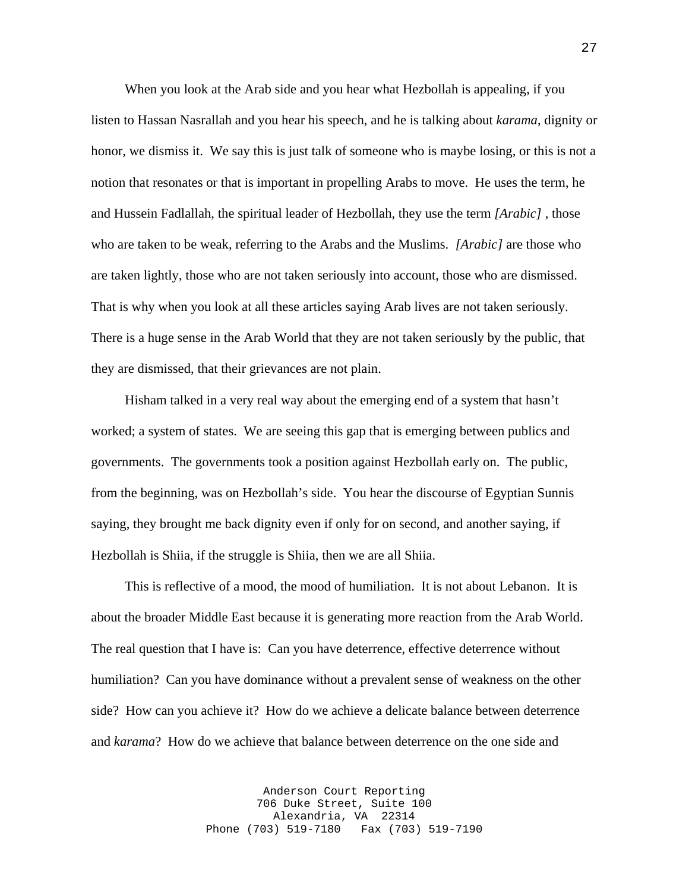When you look at the Arab side and you hear what Hezbollah is appealing, if you listen to Hassan Nasrallah and you hear his speech, and he is talking about *karama*, dignity or honor, we dismiss it. We say this is just talk of someone who is maybe losing, or this is not a notion that resonates or that is important in propelling Arabs to move. He uses the term, he and Hussein Fadlallah, the spiritual leader of Hezbollah, they use the term *[Arabic]* , those who are taken to be weak, referring to the Arabs and the Muslims. *[Arabic]* are those who are taken lightly, those who are not taken seriously into account, those who are dismissed. That is why when you look at all these articles saying Arab lives are not taken seriously. There is a huge sense in the Arab World that they are not taken seriously by the public, that they are dismissed, that their grievances are not plain.

Hisham talked in a very real way about the emerging end of a system that hasn't worked; a system of states. We are seeing this gap that is emerging between publics and governments. The governments took a position against Hezbollah early on. The public, from the beginning, was on Hezbollah's side. You hear the discourse of Egyptian Sunnis saying, they brought me back dignity even if only for on second, and another saying, if Hezbollah is Shiia, if the struggle is Shiia, then we are all Shiia.

This is reflective of a mood, the mood of humiliation. It is not about Lebanon. It is about the broader Middle East because it is generating more reaction from the Arab World. The real question that I have is: Can you have deterrence, effective deterrence without humiliation? Can you have dominance without a prevalent sense of weakness on the other side? How can you achieve it? How do we achieve a delicate balance between deterrence and *karama*? How do we achieve that balance between deterrence on the one side and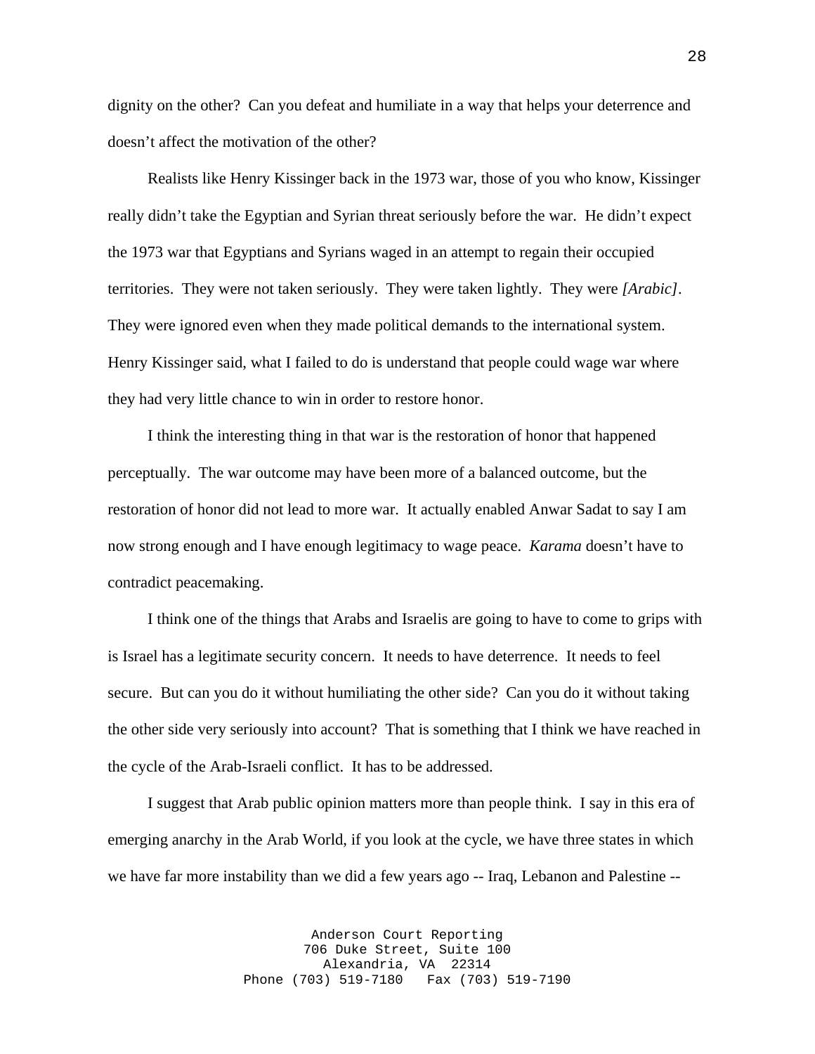dignity on the other? Can you defeat and humiliate in a way that helps your deterrence and doesn't affect the motivation of the other?

Realists like Henry Kissinger back in the 1973 war, those of you who know, Kissinger really didn't take the Egyptian and Syrian threat seriously before the war. He didn't expect the 1973 war that Egyptians and Syrians waged in an attempt to regain their occupied territories. They were not taken seriously. They were taken lightly. They were *[Arabic]*. They were ignored even when they made political demands to the international system. Henry Kissinger said, what I failed to do is understand that people could wage war where they had very little chance to win in order to restore honor.

I think the interesting thing in that war is the restoration of honor that happened perceptually. The war outcome may have been more of a balanced outcome, but the restoration of honor did not lead to more war. It actually enabled Anwar Sadat to say I am now strong enough and I have enough legitimacy to wage peace. *Karama* doesn't have to contradict peacemaking.

I think one of the things that Arabs and Israelis are going to have to come to grips with is Israel has a legitimate security concern. It needs to have deterrence. It needs to feel secure. But can you do it without humiliating the other side? Can you do it without taking the other side very seriously into account? That is something that I think we have reached in the cycle of the Arab-Israeli conflict. It has to be addressed.

I suggest that Arab public opinion matters more than people think. I say in this era of emerging anarchy in the Arab World, if you look at the cycle, we have three states in which we have far more instability than we did a few years ago -- Iraq, Lebanon and Palestine --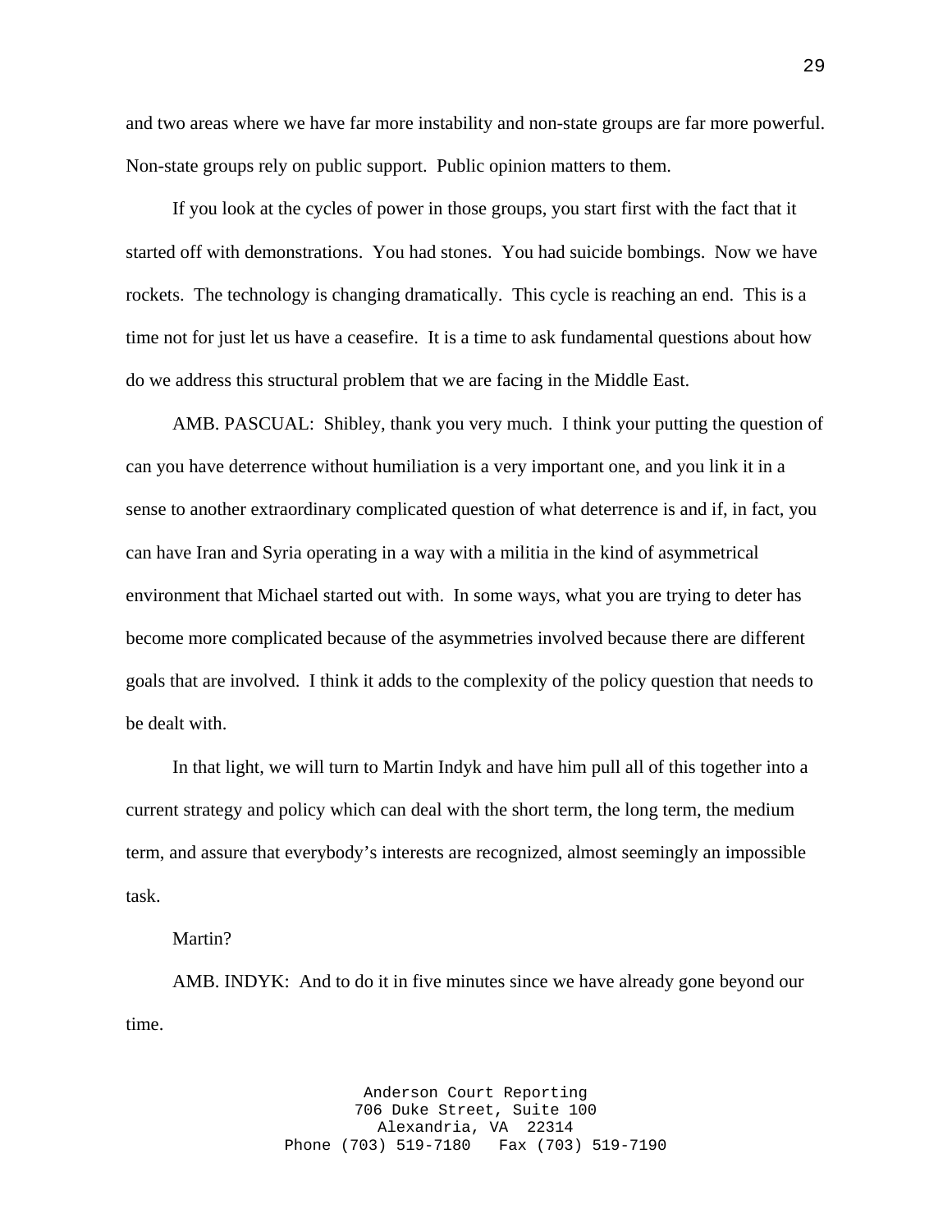and two areas where we have far more instability and non-state groups are far more powerful. Non-state groups rely on public support. Public opinion matters to them.

If you look at the cycles of power in those groups, you start first with the fact that it started off with demonstrations. You had stones. You had suicide bombings. Now we have rockets. The technology is changing dramatically. This cycle is reaching an end. This is a time not for just let us have a ceasefire. It is a time to ask fundamental questions about how do we address this structural problem that we are facing in the Middle East.

AMB. PASCUAL: Shibley, thank you very much. I think your putting the question of can you have deterrence without humiliation is a very important one, and you link it in a sense to another extraordinary complicated question of what deterrence is and if, in fact, you can have Iran and Syria operating in a way with a militia in the kind of asymmetrical environment that Michael started out with. In some ways, what you are trying to deter has become more complicated because of the asymmetries involved because there are different goals that are involved. I think it adds to the complexity of the policy question that needs to be dealt with.

In that light, we will turn to Martin Indyk and have him pull all of this together into a current strategy and policy which can deal with the short term, the long term, the medium term, and assure that everybody's interests are recognized, almost seemingly an impossible task.

Martin?

AMB. INDYK: And to do it in five minutes since we have already gone beyond our time.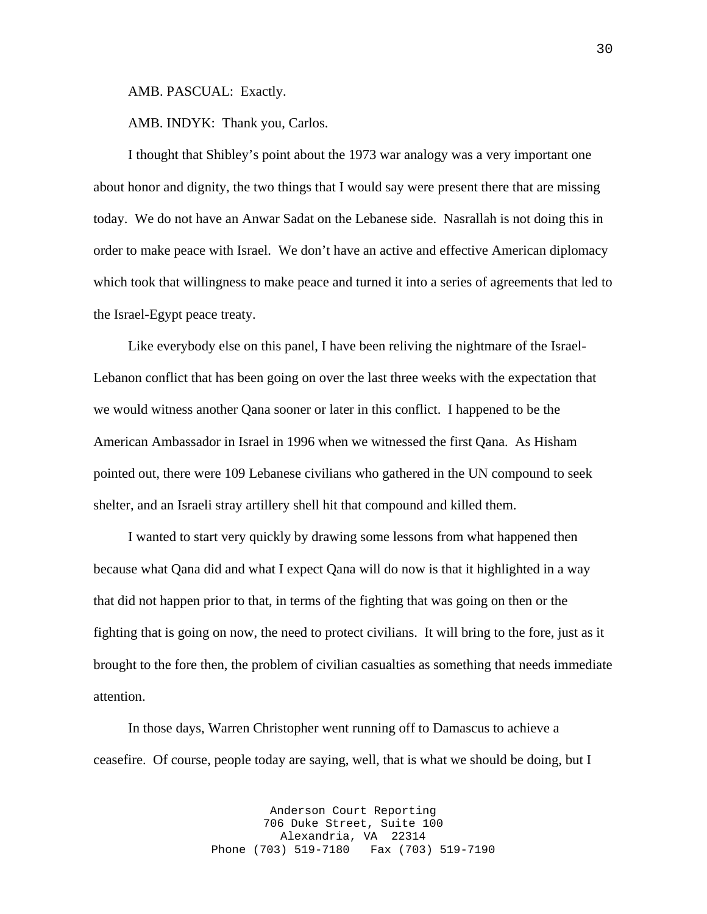AMB. PASCUAL: Exactly.

AMB. INDYK: Thank you, Carlos.

I thought that Shibley's point about the 1973 war analogy was a very important one about honor and dignity, the two things that I would say were present there that are missing today. We do not have an Anwar Sadat on the Lebanese side. Nasrallah is not doing this in order to make peace with Israel. We don't have an active and effective American diplomacy which took that willingness to make peace and turned it into a series of agreements that led to the Israel-Egypt peace treaty.

Like everybody else on this panel, I have been reliving the nightmare of the Israel-Lebanon conflict that has been going on over the last three weeks with the expectation that we would witness another Qana sooner or later in this conflict. I happened to be the American Ambassador in Israel in 1996 when we witnessed the first Qana. As Hisham pointed out, there were 109 Lebanese civilians who gathered in the UN compound to seek shelter, and an Israeli stray artillery shell hit that compound and killed them.

I wanted to start very quickly by drawing some lessons from what happened then because what Qana did and what I expect Qana will do now is that it highlighted in a way that did not happen prior to that, in terms of the fighting that was going on then or the fighting that is going on now, the need to protect civilians. It will bring to the fore, just as it brought to the fore then, the problem of civilian casualties as something that needs immediate attention.

In those days, Warren Christopher went running off to Damascus to achieve a ceasefire. Of course, people today are saying, well, that is what we should be doing, but I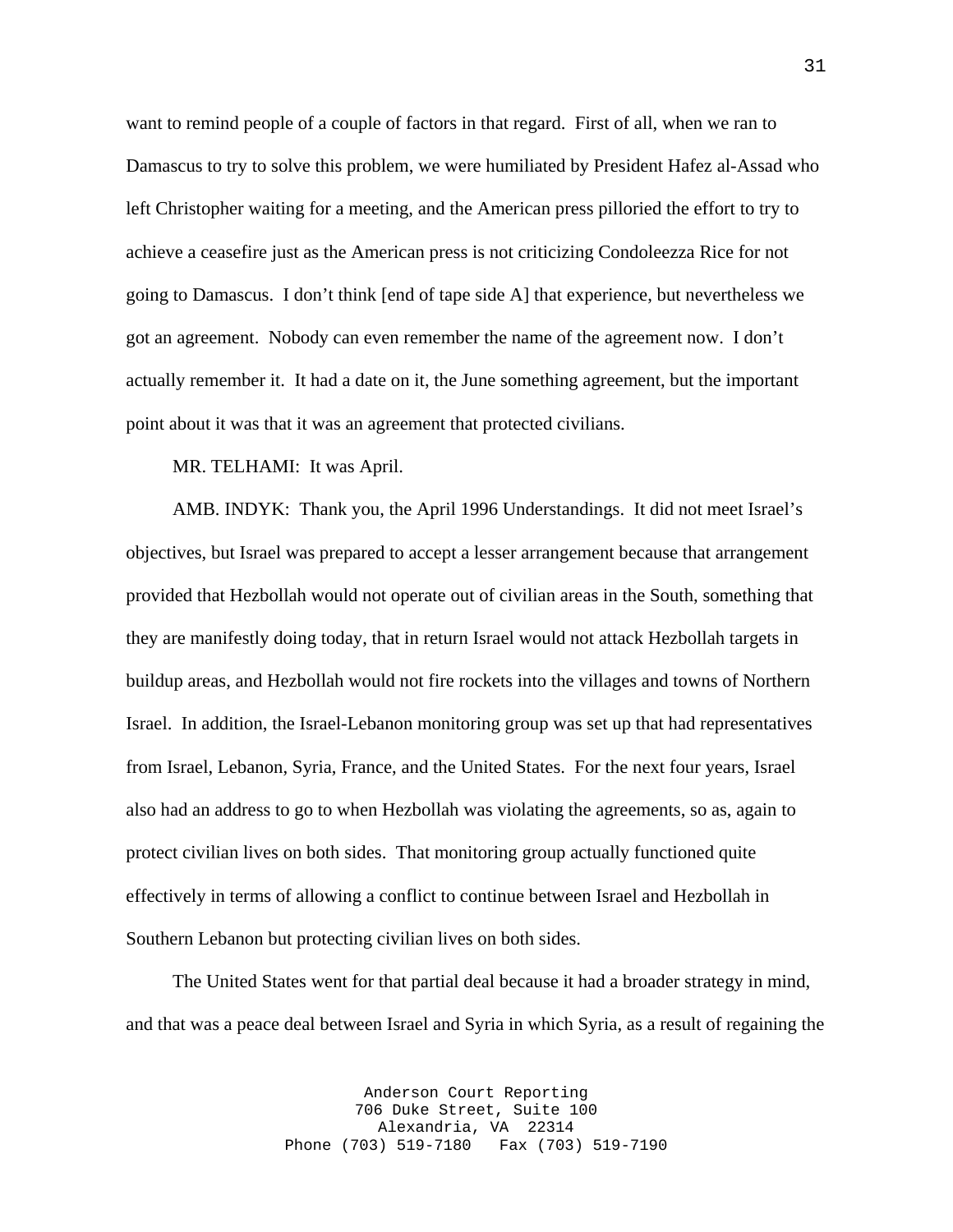want to remind people of a couple of factors in that regard. First of all, when we ran to Damascus to try to solve this problem, we were humiliated by President Hafez al-Assad who left Christopher waiting for a meeting, and the American press pilloried the effort to try to achieve a ceasefire just as the American press is not criticizing Condoleezza Rice for not going to Damascus. I don't think [end of tape side A] that experience, but nevertheless we got an agreement. Nobody can even remember the name of the agreement now. I don't actually remember it. It had a date on it, the June something agreement, but the important point about it was that it was an agreement that protected civilians.

MR. TELHAMI: It was April.

AMB. INDYK: Thank you, the April 1996 Understandings. It did not meet Israel's objectives, but Israel was prepared to accept a lesser arrangement because that arrangement provided that Hezbollah would not operate out of civilian areas in the South, something that they are manifestly doing today, that in return Israel would not attack Hezbollah targets in buildup areas, and Hezbollah would not fire rockets into the villages and towns of Northern Israel. In addition, the Israel-Lebanon monitoring group was set up that had representatives from Israel, Lebanon, Syria, France, and the United States. For the next four years, Israel also had an address to go to when Hezbollah was violating the agreements, so as, again to protect civilian lives on both sides. That monitoring group actually functioned quite effectively in terms of allowing a conflict to continue between Israel and Hezbollah in Southern Lebanon but protecting civilian lives on both sides.

The United States went for that partial deal because it had a broader strategy in mind, and that was a peace deal between Israel and Syria in which Syria, as a result of regaining the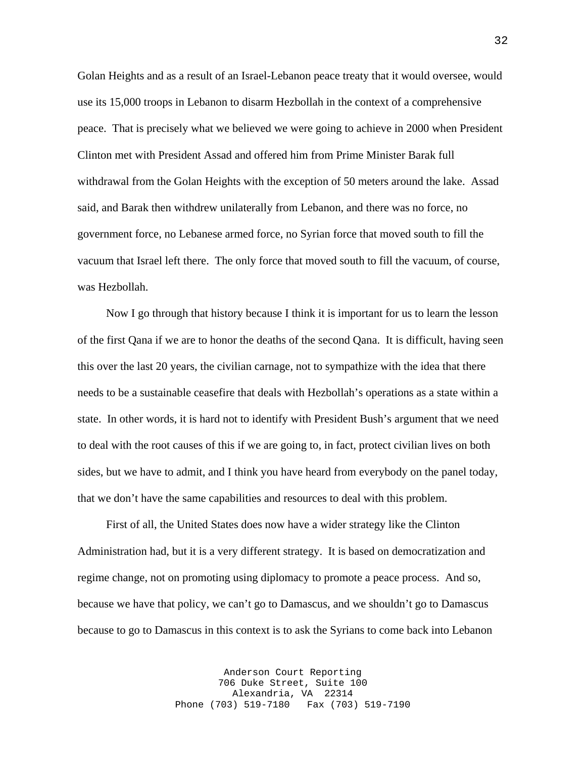Golan Heights and as a result of an Israel-Lebanon peace treaty that it would oversee, would use its 15,000 troops in Lebanon to disarm Hezbollah in the context of a comprehensive peace. That is precisely what we believed we were going to achieve in 2000 when President Clinton met with President Assad and offered him from Prime Minister Barak full withdrawal from the Golan Heights with the exception of 50 meters around the lake. Assad said, and Barak then withdrew unilaterally from Lebanon, and there was no force, no government force, no Lebanese armed force, no Syrian force that moved south to fill the vacuum that Israel left there. The only force that moved south to fill the vacuum, of course, was Hezbollah.

Now I go through that history because I think it is important for us to learn the lesson of the first Qana if we are to honor the deaths of the second Qana. It is difficult, having seen this over the last 20 years, the civilian carnage, not to sympathize with the idea that there needs to be a sustainable ceasefire that deals with Hezbollah's operations as a state within a state. In other words, it is hard not to identify with President Bush's argument that we need to deal with the root causes of this if we are going to, in fact, protect civilian lives on both sides, but we have to admit, and I think you have heard from everybody on the panel today, that we don't have the same capabilities and resources to deal with this problem.

First of all, the United States does now have a wider strategy like the Clinton Administration had, but it is a very different strategy. It is based on democratization and regime change, not on promoting using diplomacy to promote a peace process. And so, because we have that policy, we can't go to Damascus, and we shouldn't go to Damascus because to go to Damascus in this context is to ask the Syrians to come back into Lebanon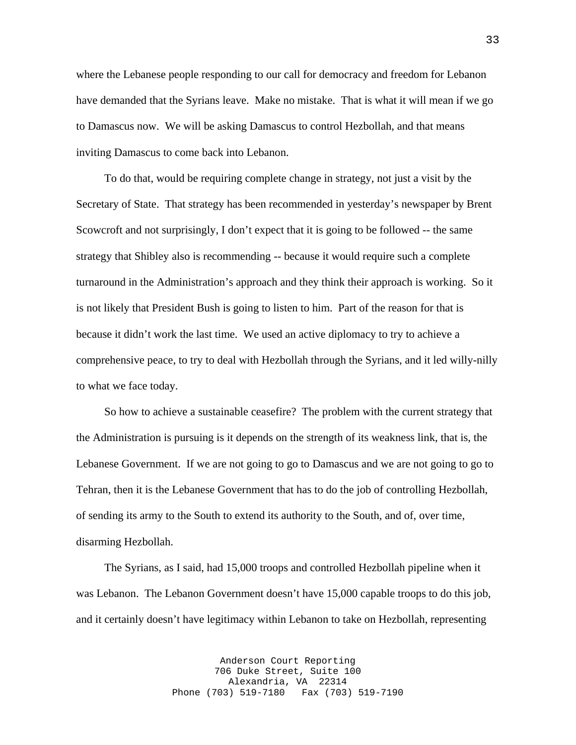where the Lebanese people responding to our call for democracy and freedom for Lebanon have demanded that the Syrians leave. Make no mistake. That is what it will mean if we go to Damascus now. We will be asking Damascus to control Hezbollah, and that means inviting Damascus to come back into Lebanon.

To do that, would be requiring complete change in strategy, not just a visit by the Secretary of State. That strategy has been recommended in yesterday's newspaper by Brent Scowcroft and not surprisingly, I don't expect that it is going to be followed -- the same strategy that Shibley also is recommending -- because it would require such a complete turnaround in the Administration's approach and they think their approach is working. So it is not likely that President Bush is going to listen to him. Part of the reason for that is because it didn't work the last time. We used an active diplomacy to try to achieve a comprehensive peace, to try to deal with Hezbollah through the Syrians, and it led willy-nilly to what we face today.

So how to achieve a sustainable ceasefire? The problem with the current strategy that the Administration is pursuing is it depends on the strength of its weakness link, that is, the Lebanese Government. If we are not going to go to Damascus and we are not going to go to Tehran, then it is the Lebanese Government that has to do the job of controlling Hezbollah, of sending its army to the South to extend its authority to the South, and of, over time, disarming Hezbollah.

The Syrians, as I said, had 15,000 troops and controlled Hezbollah pipeline when it was Lebanon. The Lebanon Government doesn't have 15,000 capable troops to do this job, and it certainly doesn't have legitimacy within Lebanon to take on Hezbollah, representing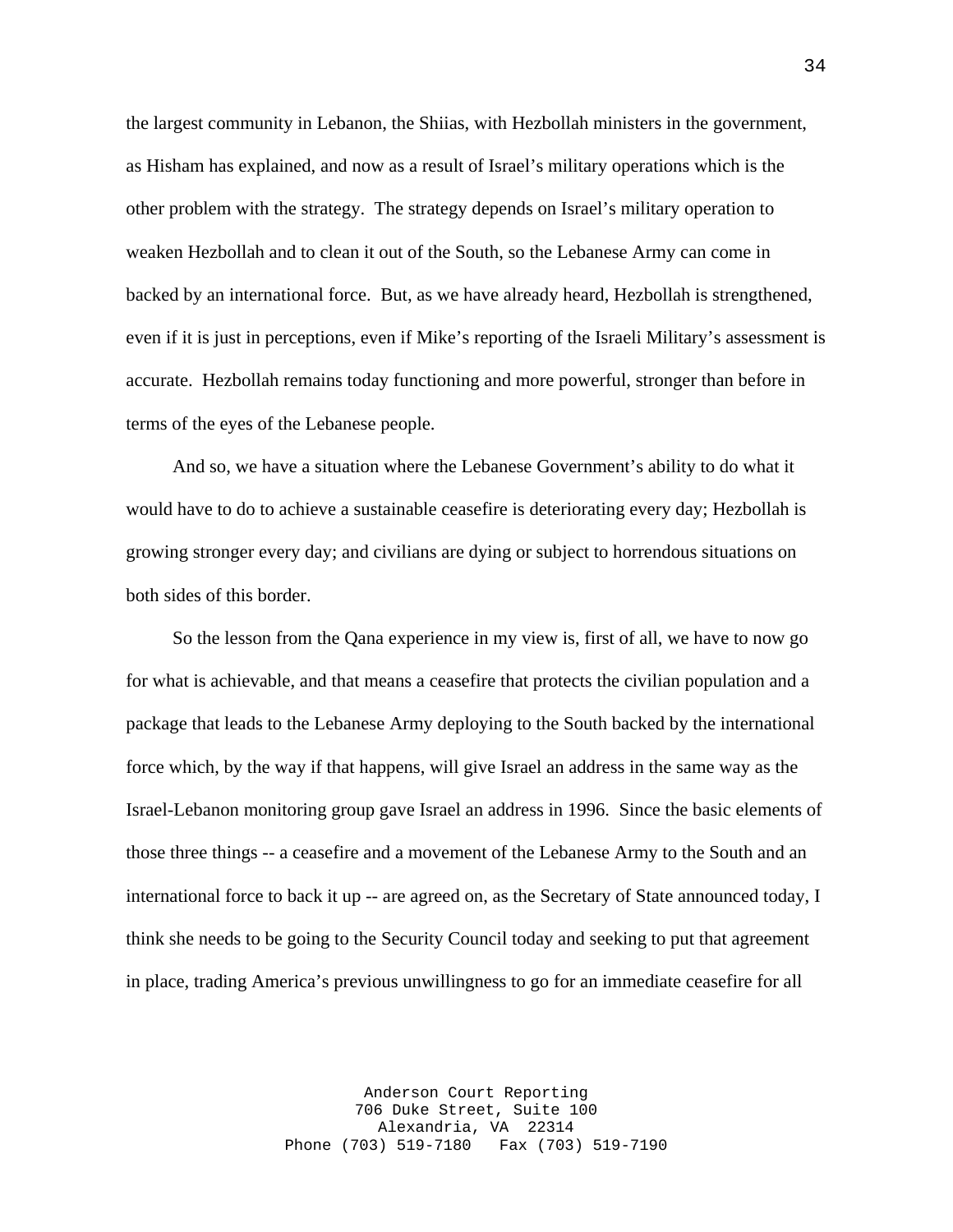the largest community in Lebanon, the Shiias, with Hezbollah ministers in the government, as Hisham has explained, and now as a result of Israel's military operations which is the other problem with the strategy. The strategy depends on Israel's military operation to weaken Hezbollah and to clean it out of the South, so the Lebanese Army can come in backed by an international force. But, as we have already heard, Hezbollah is strengthened, even if it is just in perceptions, even if Mike's reporting of the Israeli Military's assessment is accurate. Hezbollah remains today functioning and more powerful, stronger than before in terms of the eyes of the Lebanese people.

And so, we have a situation where the Lebanese Government's ability to do what it would have to do to achieve a sustainable ceasefire is deteriorating every day; Hezbollah is growing stronger every day; and civilians are dying or subject to horrendous situations on both sides of this border.

So the lesson from the Qana experience in my view is, first of all, we have to now go for what is achievable, and that means a ceasefire that protects the civilian population and a package that leads to the Lebanese Army deploying to the South backed by the international force which, by the way if that happens, will give Israel an address in the same way as the Israel-Lebanon monitoring group gave Israel an address in 1996. Since the basic elements of those three things -- a ceasefire and a movement of the Lebanese Army to the South and an international force to back it up -- are agreed on, as the Secretary of State announced today, I think she needs to be going to the Security Council today and seeking to put that agreement in place, trading America's previous unwillingness to go for an immediate ceasefire for all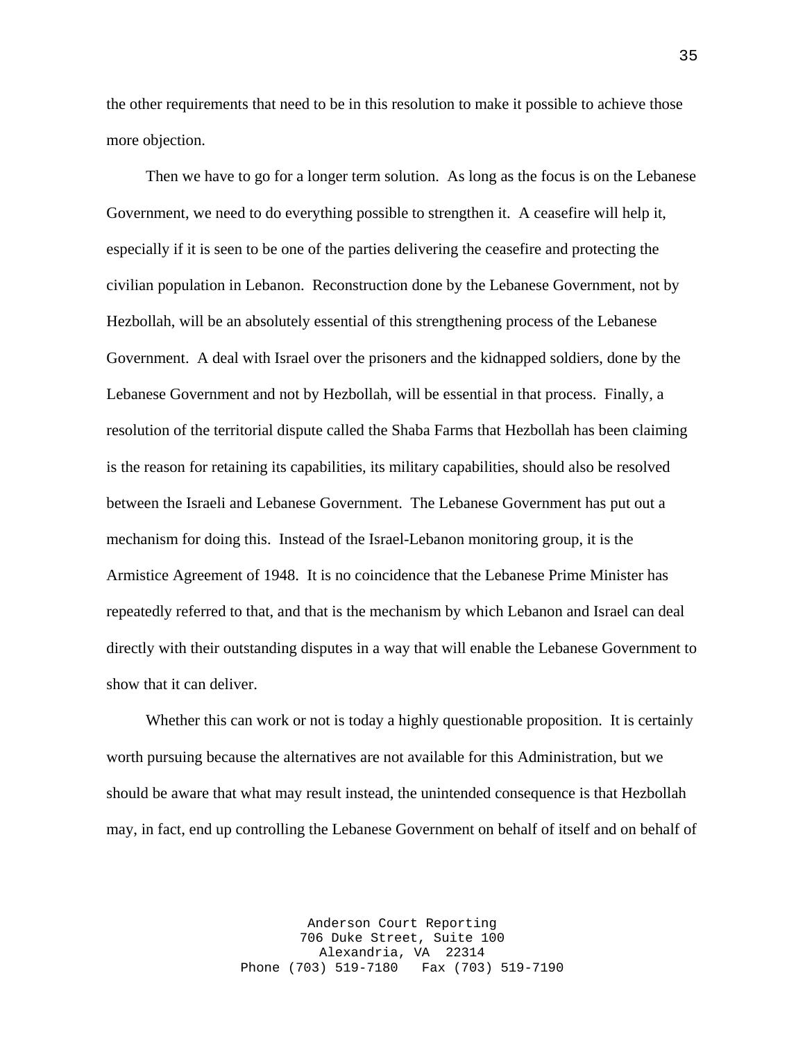the other requirements that need to be in this resolution to make it possible to achieve those more objection.

Then we have to go for a longer term solution. As long as the focus is on the Lebanese Government, we need to do everything possible to strengthen it. A ceasefire will help it, especially if it is seen to be one of the parties delivering the ceasefire and protecting the civilian population in Lebanon. Reconstruction done by the Lebanese Government, not by Hezbollah, will be an absolutely essential of this strengthening process of the Lebanese Government. A deal with Israel over the prisoners and the kidnapped soldiers, done by the Lebanese Government and not by Hezbollah, will be essential in that process. Finally, a resolution of the territorial dispute called the Shaba Farms that Hezbollah has been claiming is the reason for retaining its capabilities, its military capabilities, should also be resolved between the Israeli and Lebanese Government. The Lebanese Government has put out a mechanism for doing this. Instead of the Israel-Lebanon monitoring group, it is the Armistice Agreement of 1948. It is no coincidence that the Lebanese Prime Minister has repeatedly referred to that, and that is the mechanism by which Lebanon and Israel can deal directly with their outstanding disputes in a way that will enable the Lebanese Government to show that it can deliver.

Whether this can work or not is today a highly questionable proposition. It is certainly worth pursuing because the alternatives are not available for this Administration, but we should be aware that what may result instead, the unintended consequence is that Hezbollah may, in fact, end up controlling the Lebanese Government on behalf of itself and on behalf of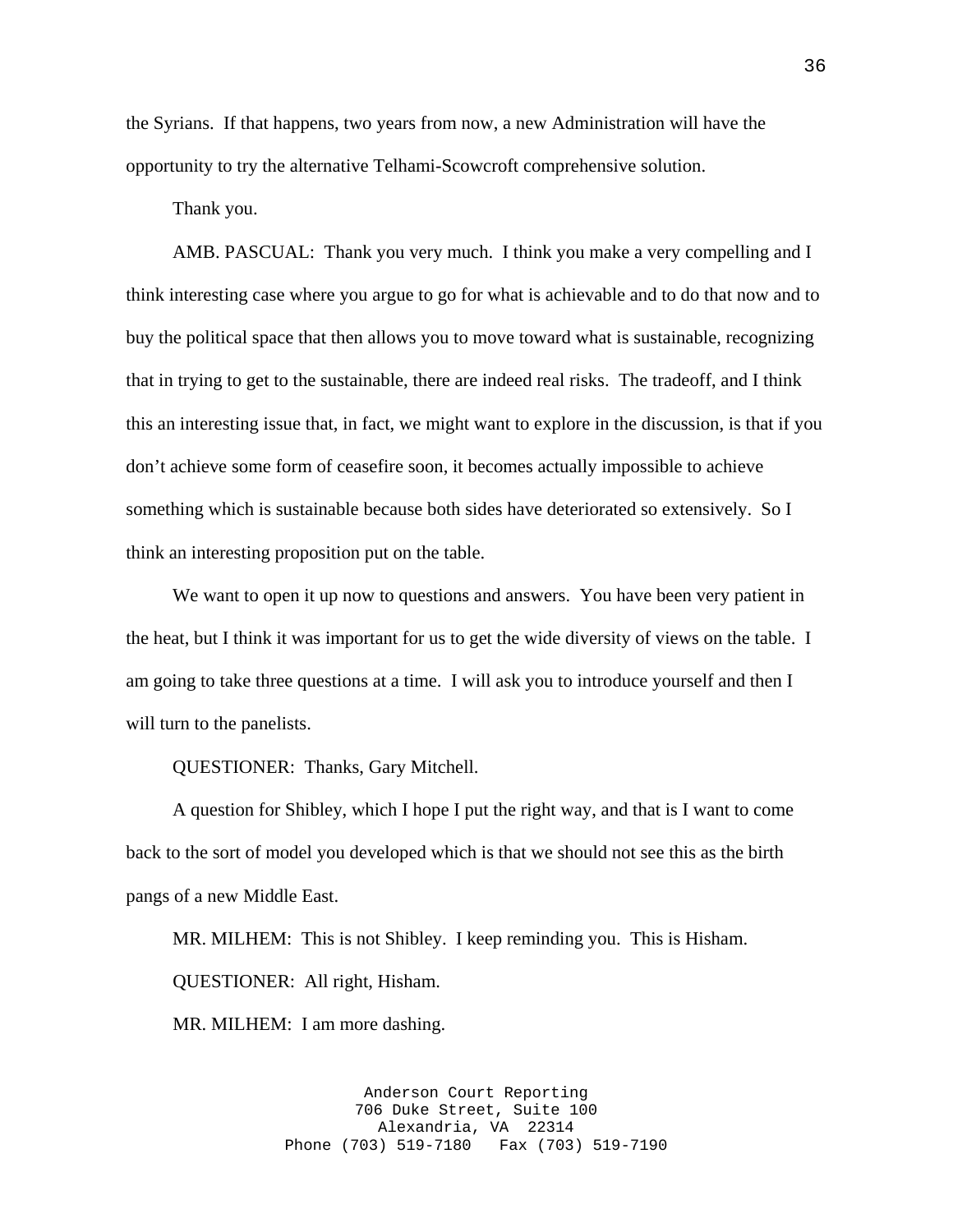the Syrians. If that happens, two years from now, a new Administration will have the opportunity to try the alternative Telhami-Scowcroft comprehensive solution.

Thank you.

AMB. PASCUAL: Thank you very much. I think you make a very compelling and I think interesting case where you argue to go for what is achievable and to do that now and to buy the political space that then allows you to move toward what is sustainable, recognizing that in trying to get to the sustainable, there are indeed real risks. The tradeoff, and I think this an interesting issue that, in fact, we might want to explore in the discussion, is that if you don't achieve some form of ceasefire soon, it becomes actually impossible to achieve something which is sustainable because both sides have deteriorated so extensively. So I think an interesting proposition put on the table.

We want to open it up now to questions and answers. You have been very patient in the heat, but I think it was important for us to get the wide diversity of views on the table. I am going to take three questions at a time. I will ask you to introduce yourself and then I will turn to the panelists.

QUESTIONER: Thanks, Gary Mitchell.

A question for Shibley, which I hope I put the right way, and that is I want to come back to the sort of model you developed which is that we should not see this as the birth pangs of a new Middle East.

MR. MILHEM: This is not Shibley. I keep reminding you. This is Hisham.

QUESTIONER: All right, Hisham.

MR. MILHEM: I am more dashing.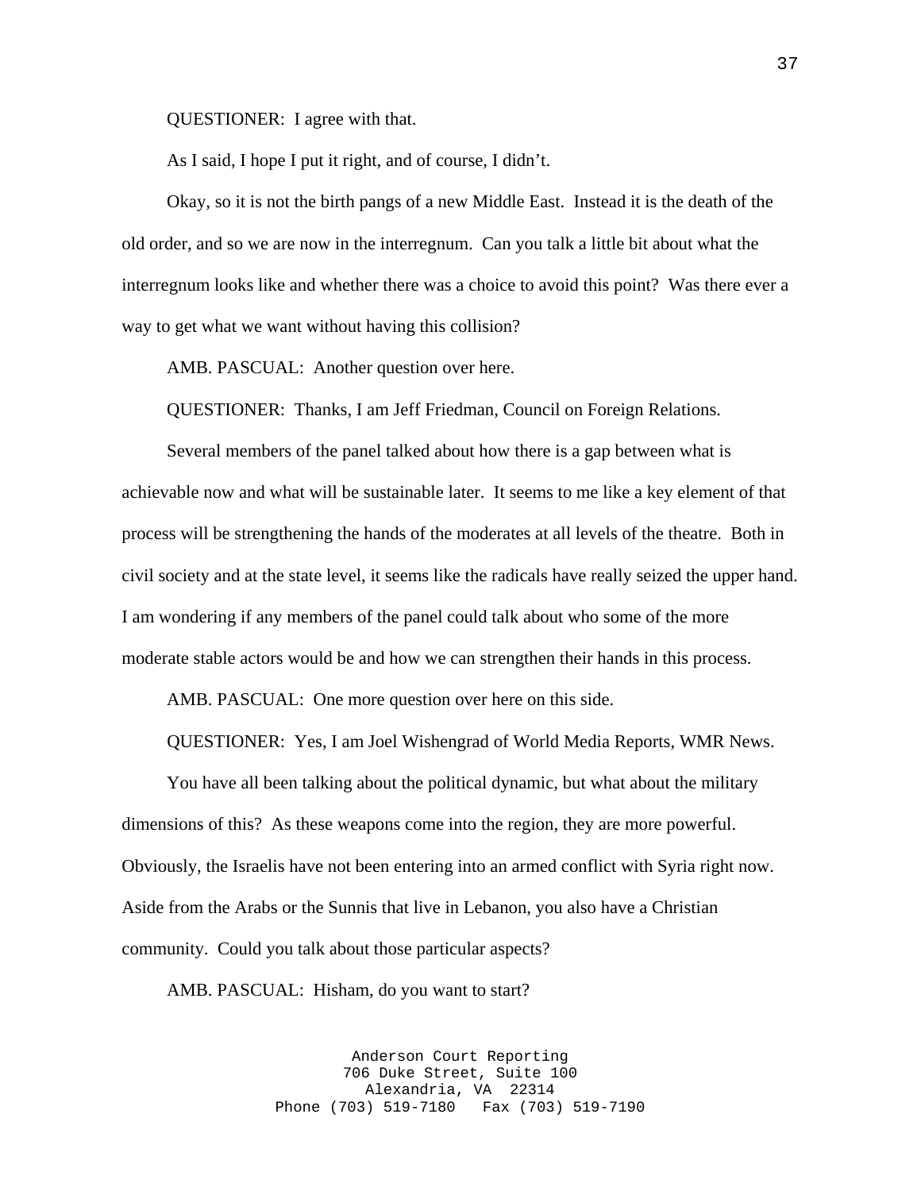QUESTIONER: I agree with that.

As I said, I hope I put it right, and of course, I didn't.

Okay, so it is not the birth pangs of a new Middle East. Instead it is the death of the old order, and so we are now in the interregnum. Can you talk a little bit about what the interregnum looks like and whether there was a choice to avoid this point? Was there ever a way to get what we want without having this collision?

AMB. PASCUAL: Another question over here.

QUESTIONER: Thanks, I am Jeff Friedman, Council on Foreign Relations.

Several members of the panel talked about how there is a gap between what is achievable now and what will be sustainable later. It seems to me like a key element of that process will be strengthening the hands of the moderates at all levels of the theatre. Both in civil society and at the state level, it seems like the radicals have really seized the upper hand. I am wondering if any members of the panel could talk about who some of the more moderate stable actors would be and how we can strengthen their hands in this process.

AMB. PASCUAL: One more question over here on this side.

QUESTIONER: Yes, I am Joel Wishengrad of World Media Reports, WMR News.

You have all been talking about the political dynamic, but what about the military dimensions of this? As these weapons come into the region, they are more powerful. Obviously, the Israelis have not been entering into an armed conflict with Syria right now. Aside from the Arabs or the Sunnis that live in Lebanon, you also have a Christian community. Could you talk about those particular aspects?

AMB. PASCUAL: Hisham, do you want to start?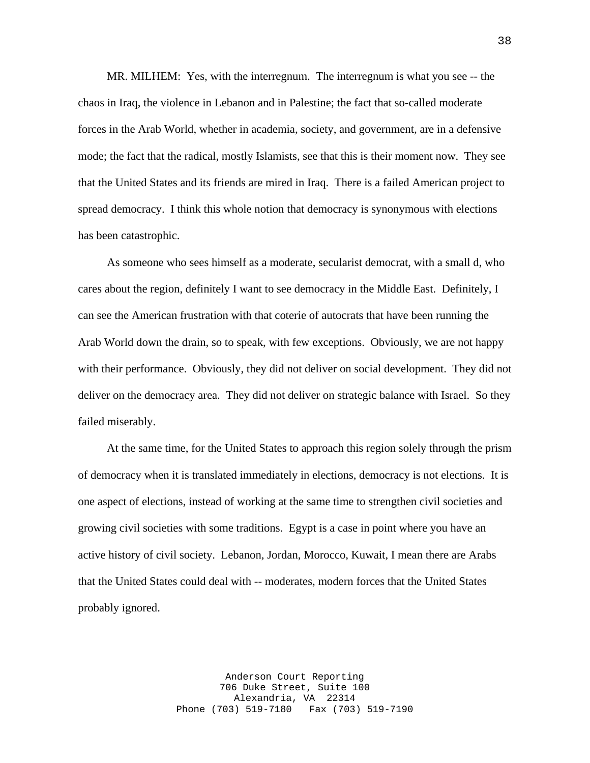MR. MILHEM: Yes, with the interregnum. The interregnum is what you see -- the chaos in Iraq, the violence in Lebanon and in Palestine; the fact that so-called moderate forces in the Arab World, whether in academia, society, and government, are in a defensive mode; the fact that the radical, mostly Islamists, see that this is their moment now. They see that the United States and its friends are mired in Iraq. There is a failed American project to spread democracy. I think this whole notion that democracy is synonymous with elections has been catastrophic.

As someone who sees himself as a moderate, secularist democrat, with a small d, who cares about the region, definitely I want to see democracy in the Middle East. Definitely, I can see the American frustration with that coterie of autocrats that have been running the Arab World down the drain, so to speak, with few exceptions. Obviously, we are not happy with their performance. Obviously, they did not deliver on social development. They did not deliver on the democracy area. They did not deliver on strategic balance with Israel. So they failed miserably.

At the same time, for the United States to approach this region solely through the prism of democracy when it is translated immediately in elections, democracy is not elections. It is one aspect of elections, instead of working at the same time to strengthen civil societies and growing civil societies with some traditions. Egypt is a case in point where you have an active history of civil society. Lebanon, Jordan, Morocco, Kuwait, I mean there are Arabs that the United States could deal with -- moderates, modern forces that the United States probably ignored.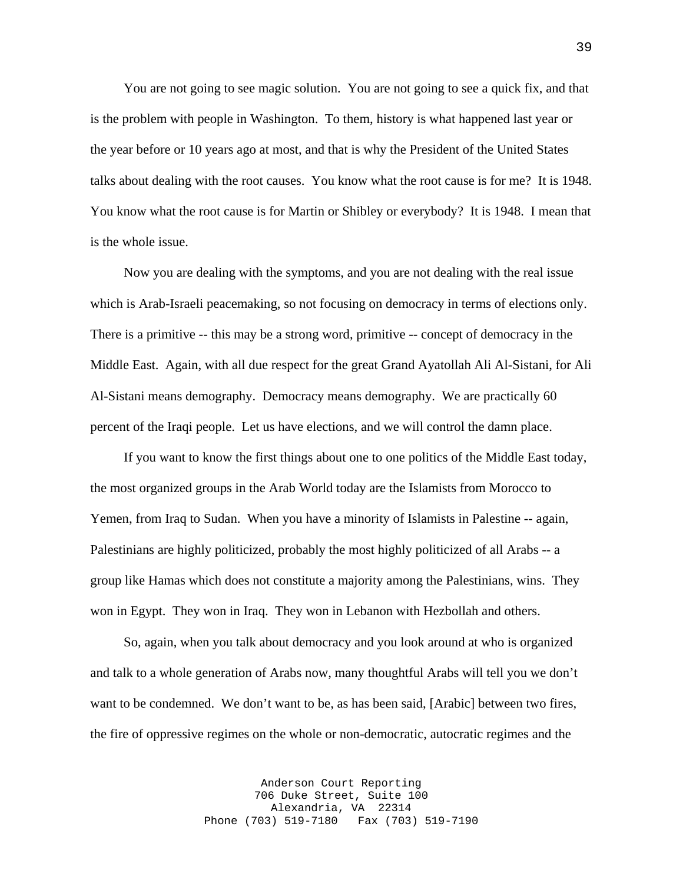You are not going to see magic solution. You are not going to see a quick fix, and that is the problem with people in Washington. To them, history is what happened last year or the year before or 10 years ago at most, and that is why the President of the United States talks about dealing with the root causes. You know what the root cause is for me? It is 1948. You know what the root cause is for Martin or Shibley or everybody? It is 1948. I mean that is the whole issue.

Now you are dealing with the symptoms, and you are not dealing with the real issue which is Arab-Israeli peacemaking, so not focusing on democracy in terms of elections only. There is a primitive -- this may be a strong word, primitive -- concept of democracy in the Middle East. Again, with all due respect for the great Grand Ayatollah Ali Al-Sistani, for Ali Al-Sistani means demography. Democracy means demography. We are practically 60 percent of the Iraqi people. Let us have elections, and we will control the damn place.

If you want to know the first things about one to one politics of the Middle East today, the most organized groups in the Arab World today are the Islamists from Morocco to Yemen, from Iraq to Sudan. When you have a minority of Islamists in Palestine -- again, Palestinians are highly politicized, probably the most highly politicized of all Arabs -- a group like Hamas which does not constitute a majority among the Palestinians, wins. They won in Egypt. They won in Iraq. They won in Lebanon with Hezbollah and others.

So, again, when you talk about democracy and you look around at who is organized and talk to a whole generation of Arabs now, many thoughtful Arabs will tell you we don't want to be condemned. We don't want to be, as has been said, [Arabic] between two fires, the fire of oppressive regimes on the whole or non-democratic, autocratic regimes and the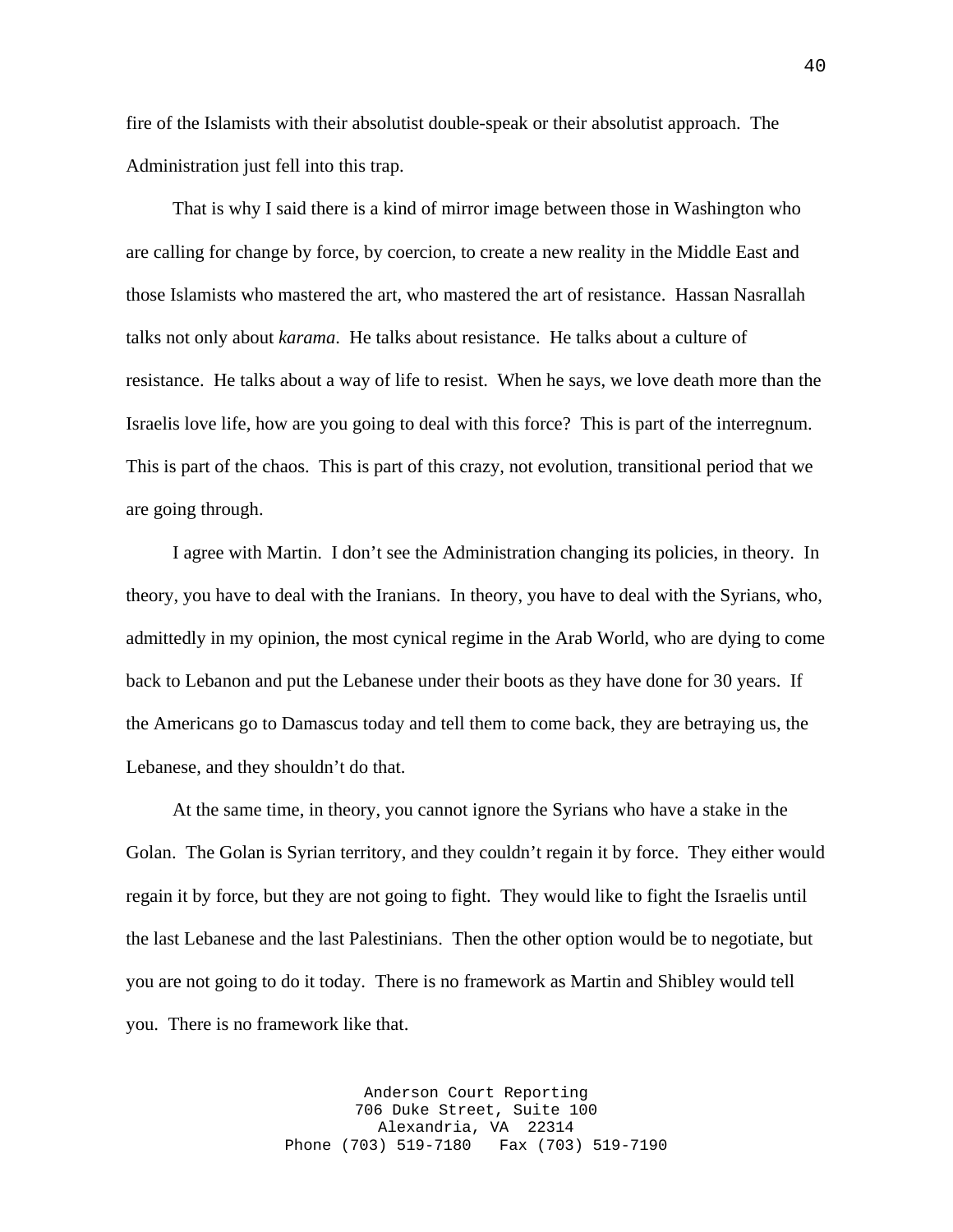fire of the Islamists with their absolutist double-speak or their absolutist approach. The Administration just fell into this trap.

That is why I said there is a kind of mirror image between those in Washington who are calling for change by force, by coercion, to create a new reality in the Middle East and those Islamists who mastered the art, who mastered the art of resistance. Hassan Nasrallah talks not only about *karama*. He talks about resistance. He talks about a culture of resistance. He talks about a way of life to resist. When he says, we love death more than the Israelis love life, how are you going to deal with this force? This is part of the interregnum. This is part of the chaos. This is part of this crazy, not evolution, transitional period that we are going through.

I agree with Martin. I don't see the Administration changing its policies, in theory. In theory, you have to deal with the Iranians. In theory, you have to deal with the Syrians, who, admittedly in my opinion, the most cynical regime in the Arab World, who are dying to come back to Lebanon and put the Lebanese under their boots as they have done for 30 years. If the Americans go to Damascus today and tell them to come back, they are betraying us, the Lebanese, and they shouldn't do that.

At the same time, in theory, you cannot ignore the Syrians who have a stake in the Golan. The Golan is Syrian territory, and they couldn't regain it by force. They either would regain it by force, but they are not going to fight. They would like to fight the Israelis until the last Lebanese and the last Palestinians. Then the other option would be to negotiate, but you are not going to do it today. There is no framework as Martin and Shibley would tell you. There is no framework like that.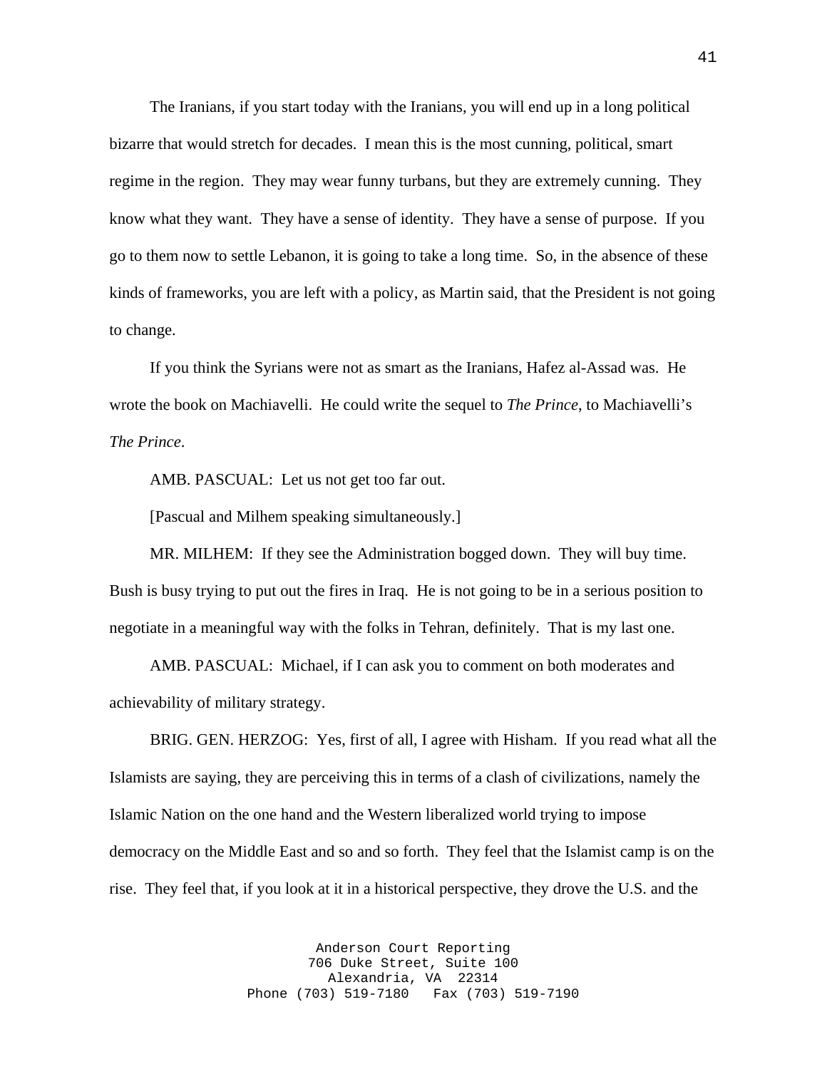The Iranians, if you start today with the Iranians, you will end up in a long political bizarre that would stretch for decades. I mean this is the most cunning, political, smart regime in the region. They may wear funny turbans, but they are extremely cunning. They know what they want. They have a sense of identity. They have a sense of purpose. If you go to them now to settle Lebanon, it is going to take a long time. So, in the absence of these kinds of frameworks, you are left with a policy, as Martin said, that the President is not going to change.

If you think the Syrians were not as smart as the Iranians, Hafez al-Assad was. He wrote the book on Machiavelli. He could write the sequel to *The Prince*, to Machiavelli's *The Prince*.

AMB. PASCUAL: Let us not get too far out.

[Pascual and Milhem speaking simultaneously.]

MR. MILHEM: If they see the Administration bogged down. They will buy time. Bush is busy trying to put out the fires in Iraq. He is not going to be in a serious position to negotiate in a meaningful way with the folks in Tehran, definitely. That is my last one.

AMB. PASCUAL: Michael, if I can ask you to comment on both moderates and achievability of military strategy.

BRIG. GEN. HERZOG: Yes, first of all, I agree with Hisham. If you read what all the Islamists are saying, they are perceiving this in terms of a clash of civilizations, namely the Islamic Nation on the one hand and the Western liberalized world trying to impose democracy on the Middle East and so and so forth. They feel that the Islamist camp is on the rise. They feel that, if you look at it in a historical perspective, they drove the U.S. and the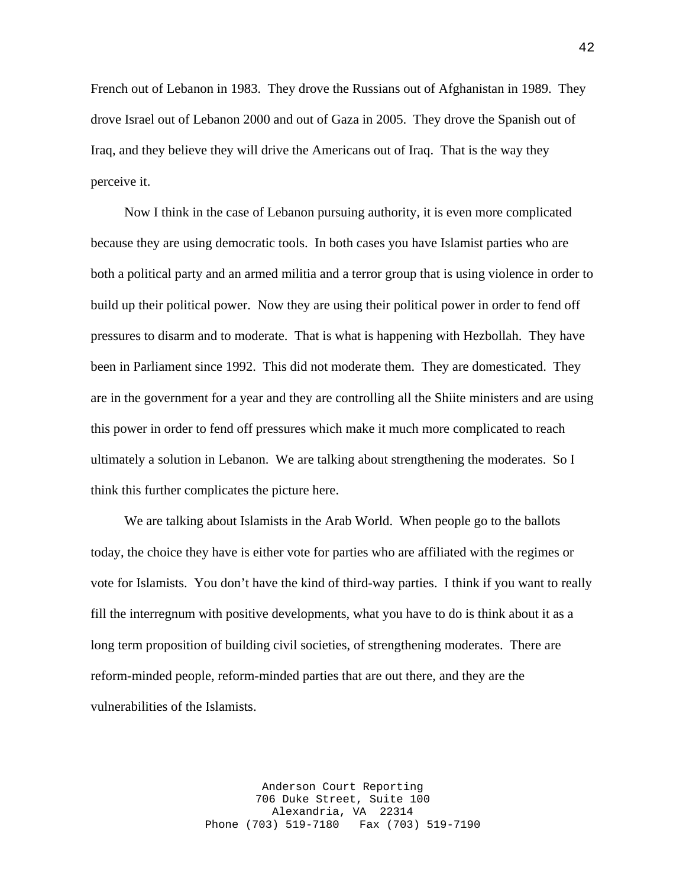French out of Lebanon in 1983. They drove the Russians out of Afghanistan in 1989. They drove Israel out of Lebanon 2000 and out of Gaza in 2005. They drove the Spanish out of Iraq, and they believe they will drive the Americans out of Iraq. That is the way they perceive it.

Now I think in the case of Lebanon pursuing authority, it is even more complicated because they are using democratic tools. In both cases you have Islamist parties who are both a political party and an armed militia and a terror group that is using violence in order to build up their political power. Now they are using their political power in order to fend off pressures to disarm and to moderate. That is what is happening with Hezbollah. They have been in Parliament since 1992. This did not moderate them. They are domesticated. They are in the government for a year and they are controlling all the Shiite ministers and are using this power in order to fend off pressures which make it much more complicated to reach ultimately a solution in Lebanon. We are talking about strengthening the moderates. So I think this further complicates the picture here.

We are talking about Islamists in the Arab World. When people go to the ballots today, the choice they have is either vote for parties who are affiliated with the regimes or vote for Islamists. You don't have the kind of third-way parties. I think if you want to really fill the interregnum with positive developments, what you have to do is think about it as a long term proposition of building civil societies, of strengthening moderates. There are reform-minded people, reform-minded parties that are out there, and they are the vulnerabilities of the Islamists.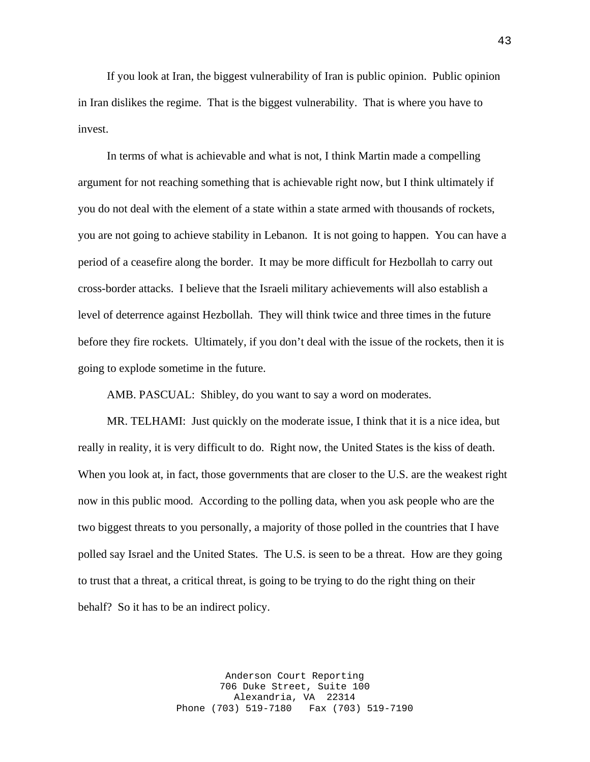If you look at Iran, the biggest vulnerability of Iran is public opinion. Public opinion in Iran dislikes the regime. That is the biggest vulnerability. That is where you have to invest.

In terms of what is achievable and what is not, I think Martin made a compelling argument for not reaching something that is achievable right now, but I think ultimately if you do not deal with the element of a state within a state armed with thousands of rockets, you are not going to achieve stability in Lebanon. It is not going to happen. You can have a period of a ceasefire along the border. It may be more difficult for Hezbollah to carry out cross-border attacks. I believe that the Israeli military achievements will also establish a level of deterrence against Hezbollah. They will think twice and three times in the future before they fire rockets. Ultimately, if you don't deal with the issue of the rockets, then it is going to explode sometime in the future.

AMB. PASCUAL: Shibley, do you want to say a word on moderates.

MR. TELHAMI: Just quickly on the moderate issue, I think that it is a nice idea, but really in reality, it is very difficult to do. Right now, the United States is the kiss of death. When you look at, in fact, those governments that are closer to the U.S. are the weakest right now in this public mood. According to the polling data, when you ask people who are the two biggest threats to you personally, a majority of those polled in the countries that I have polled say Israel and the United States. The U.S. is seen to be a threat. How are they going to trust that a threat, a critical threat, is going to be trying to do the right thing on their behalf? So it has to be an indirect policy.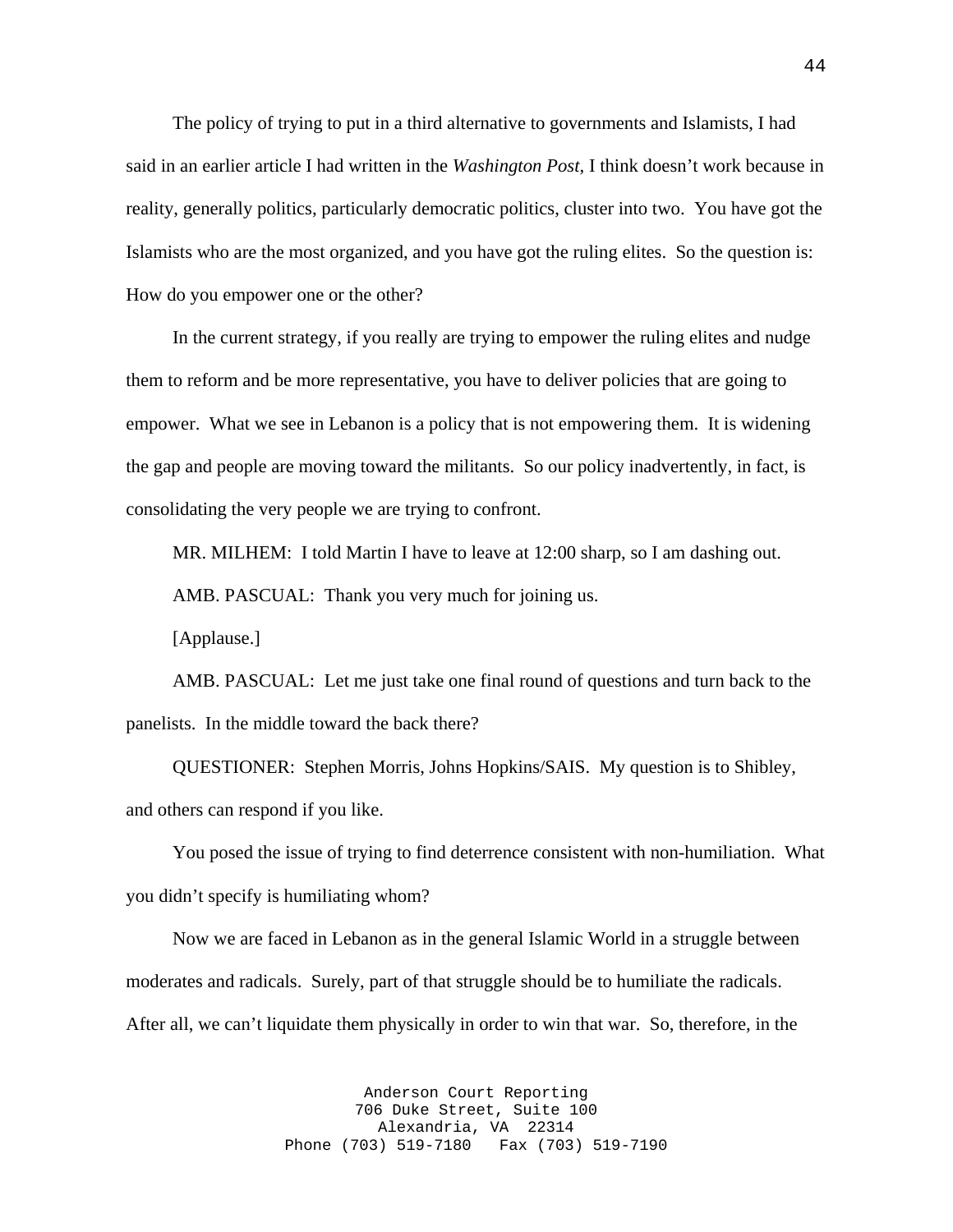The policy of trying to put in a third alternative to governments and Islamists, I had said in an earlier article I had written in the *Washington Post*, I think doesn't work because in reality, generally politics, particularly democratic politics, cluster into two. You have got the Islamists who are the most organized, and you have got the ruling elites. So the question is: How do you empower one or the other?

In the current strategy, if you really are trying to empower the ruling elites and nudge them to reform and be more representative, you have to deliver policies that are going to empower. What we see in Lebanon is a policy that is not empowering them. It is widening the gap and people are moving toward the militants. So our policy inadvertently, in fact, is consolidating the very people we are trying to confront.

MR. MILHEM: I told Martin I have to leave at 12:00 sharp, so I am dashing out.

AMB. PASCUAL: Thank you very much for joining us.

[Applause.]

AMB. PASCUAL: Let me just take one final round of questions and turn back to the panelists. In the middle toward the back there?

QUESTIONER: Stephen Morris, Johns Hopkins/SAIS. My question is to Shibley, and others can respond if you like.

You posed the issue of trying to find deterrence consistent with non-humiliation. What you didn't specify is humiliating whom?

Now we are faced in Lebanon as in the general Islamic World in a struggle between moderates and radicals. Surely, part of that struggle should be to humiliate the radicals. After all, we can't liquidate them physically in order to win that war. So, therefore, in the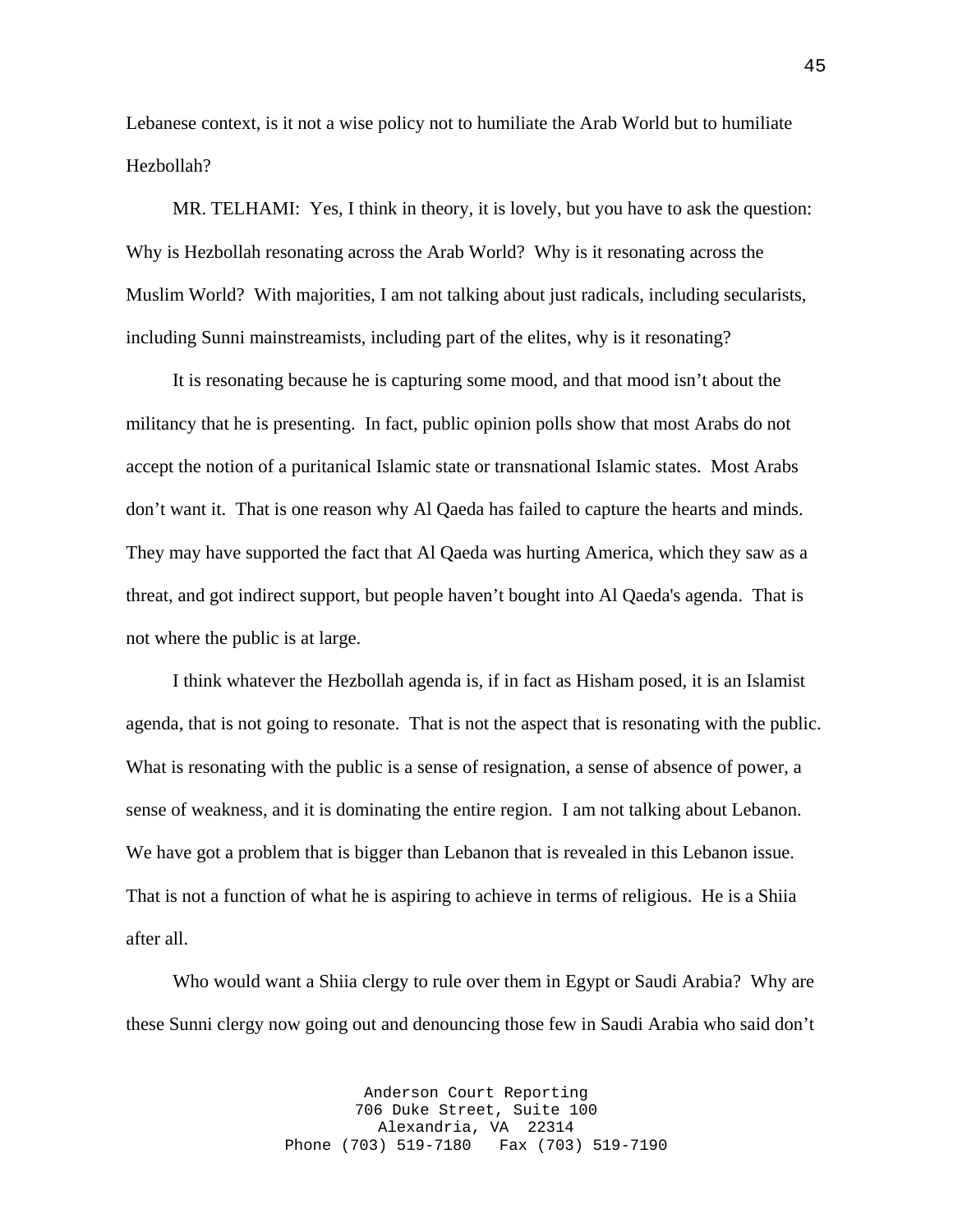Lebanese context, is it not a wise policy not to humiliate the Arab World but to humiliate Hezbollah?

MR. TELHAMI: Yes, I think in theory, it is lovely, but you have to ask the question: Why is Hezbollah resonating across the Arab World? Why is it resonating across the Muslim World? With majorities, I am not talking about just radicals, including secularists, including Sunni mainstreamists, including part of the elites, why is it resonating?

It is resonating because he is capturing some mood, and that mood isn't about the militancy that he is presenting. In fact, public opinion polls show that most Arabs do not accept the notion of a puritanical Islamic state or transnational Islamic states. Most Arabs don't want it. That is one reason why Al Qaeda has failed to capture the hearts and minds. They may have supported the fact that Al Qaeda was hurting America, which they saw as a threat, and got indirect support, but people haven't bought into Al Qaeda's agenda. That is not where the public is at large.

I think whatever the Hezbollah agenda is, if in fact as Hisham posed, it is an Islamist agenda, that is not going to resonate. That is not the aspect that is resonating with the public. What is resonating with the public is a sense of resignation, a sense of absence of power, a sense of weakness, and it is dominating the entire region. I am not talking about Lebanon. We have got a problem that is bigger than Lebanon that is revealed in this Lebanon issue. That is not a function of what he is aspiring to achieve in terms of religious. He is a Shiia after all.

Who would want a Shiia clergy to rule over them in Egypt or Saudi Arabia? Why are these Sunni clergy now going out and denouncing those few in Saudi Arabia who said don't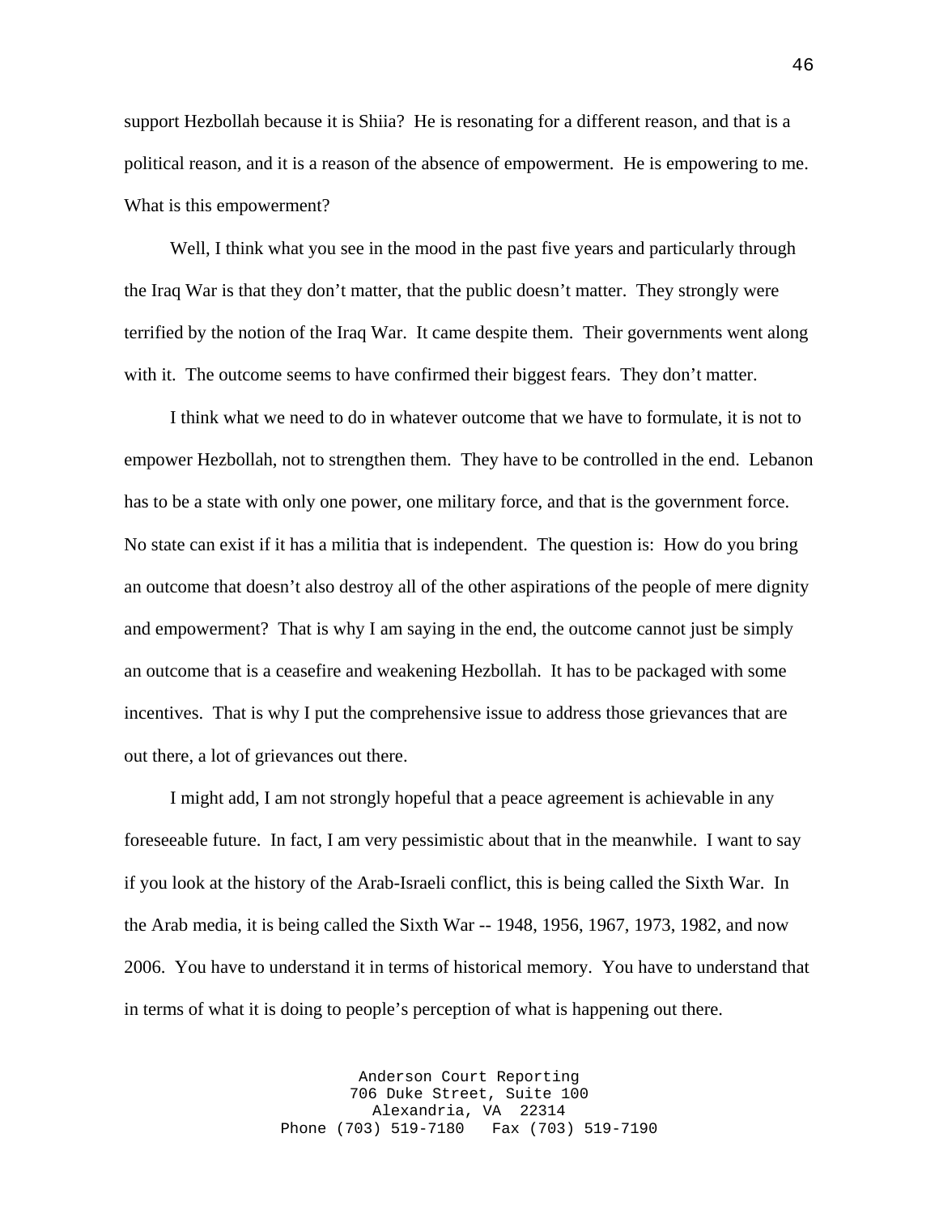support Hezbollah because it is Shiia? He is resonating for a different reason, and that is a political reason, and it is a reason of the absence of empowerment. He is empowering to me. What is this empowerment?

Well, I think what you see in the mood in the past five years and particularly through the Iraq War is that they don't matter, that the public doesn't matter. They strongly were terrified by the notion of the Iraq War. It came despite them. Their governments went along with it. The outcome seems to have confirmed their biggest fears. They don't matter.

I think what we need to do in whatever outcome that we have to formulate, it is not to empower Hezbollah, not to strengthen them. They have to be controlled in the end. Lebanon has to be a state with only one power, one military force, and that is the government force. No state can exist if it has a militia that is independent. The question is: How do you bring an outcome that doesn't also destroy all of the other aspirations of the people of mere dignity and empowerment? That is why I am saying in the end, the outcome cannot just be simply an outcome that is a ceasefire and weakening Hezbollah. It has to be packaged with some incentives. That is why I put the comprehensive issue to address those grievances that are out there, a lot of grievances out there.

I might add, I am not strongly hopeful that a peace agreement is achievable in any foreseeable future. In fact, I am very pessimistic about that in the meanwhile. I want to say if you look at the history of the Arab-Israeli conflict, this is being called the Sixth War. In the Arab media, it is being called the Sixth War -- 1948, 1956, 1967, 1973, 1982, and now 2006. You have to understand it in terms of historical memory. You have to understand that in terms of what it is doing to people's perception of what is happening out there.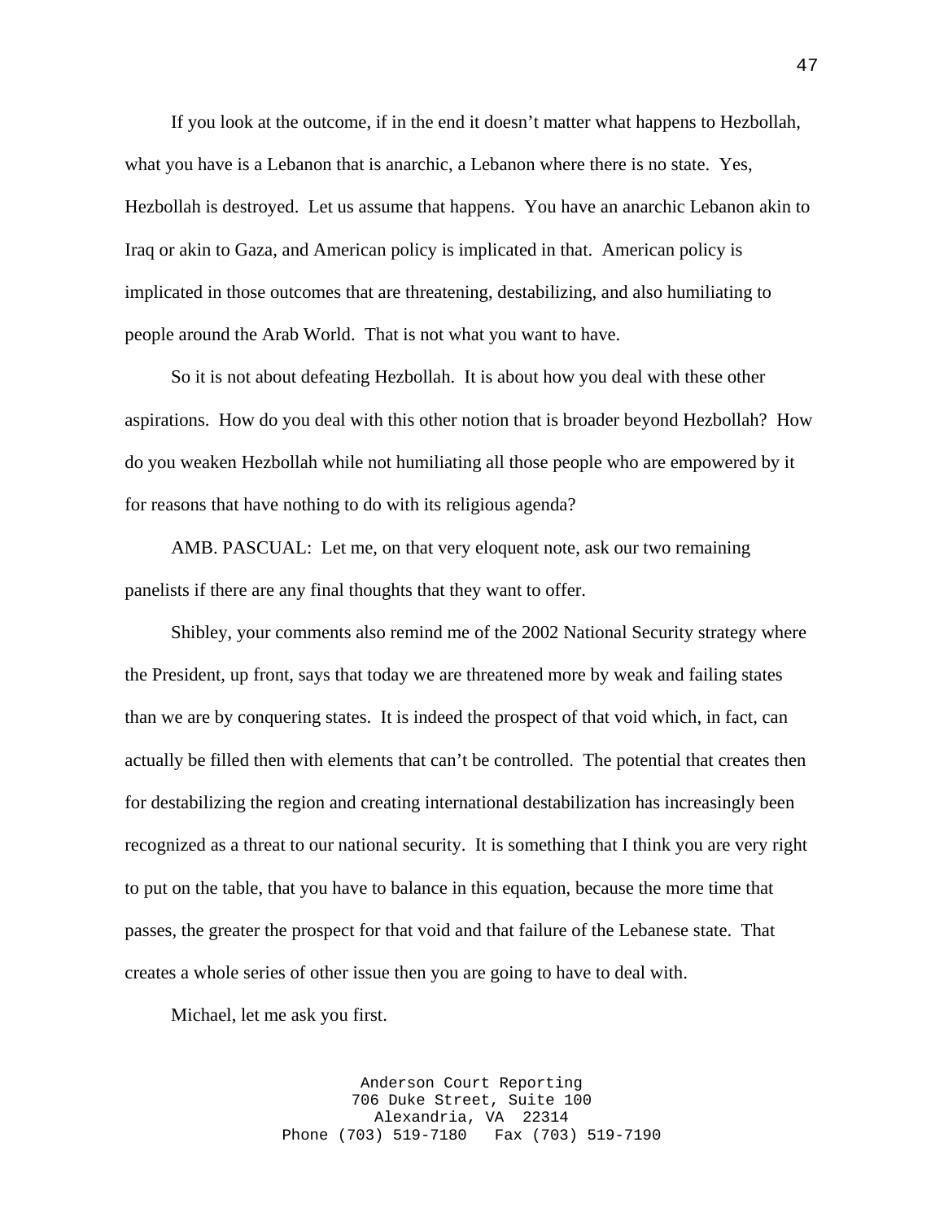If you look at the outcome, if in the end it doesn't matter what happens to Hezbollah, what you have is a Lebanon that is anarchic, a Lebanon where there is no state. Yes, Hezbollah is destroyed. Let us assume that happens. You have an anarchic Lebanon akin to Iraq or akin to Gaza, and American policy is implicated in that. American policy is implicated in those outcomes that are threatening, destabilizing, and also humiliating to people around the Arab World. That is not what you want to have.

So it is not about defeating Hezbollah. It is about how you deal with these other aspirations. How do you deal with this other notion that is broader beyond Hezbollah? How do you weaken Hezbollah while not humiliating all those people who are empowered by it for reasons that have nothing to do with its religious agenda?

AMB. PASCUAL: Let me, on that very eloquent note, ask our two remaining panelists if there are any final thoughts that they want to offer.

Shibley, your comments also remind me of the 2002 National Security strategy where the President, up front, says that today we are threatened more by weak and failing states than we are by conquering states. It is indeed the prospect of that void which, in fact, can actually be filled then with elements that can't be controlled. The potential that creates then for destabilizing the region and creating international destabilization has increasingly been recognized as a threat to our national security. It is something that I think you are very right to put on the table, that you have to balance in this equation, because the more time that passes, the greater the prospect for that void and that failure of the Lebanese state. That creates a whole series of other issue then you are going to have to deal with.

Michael, let me ask you first.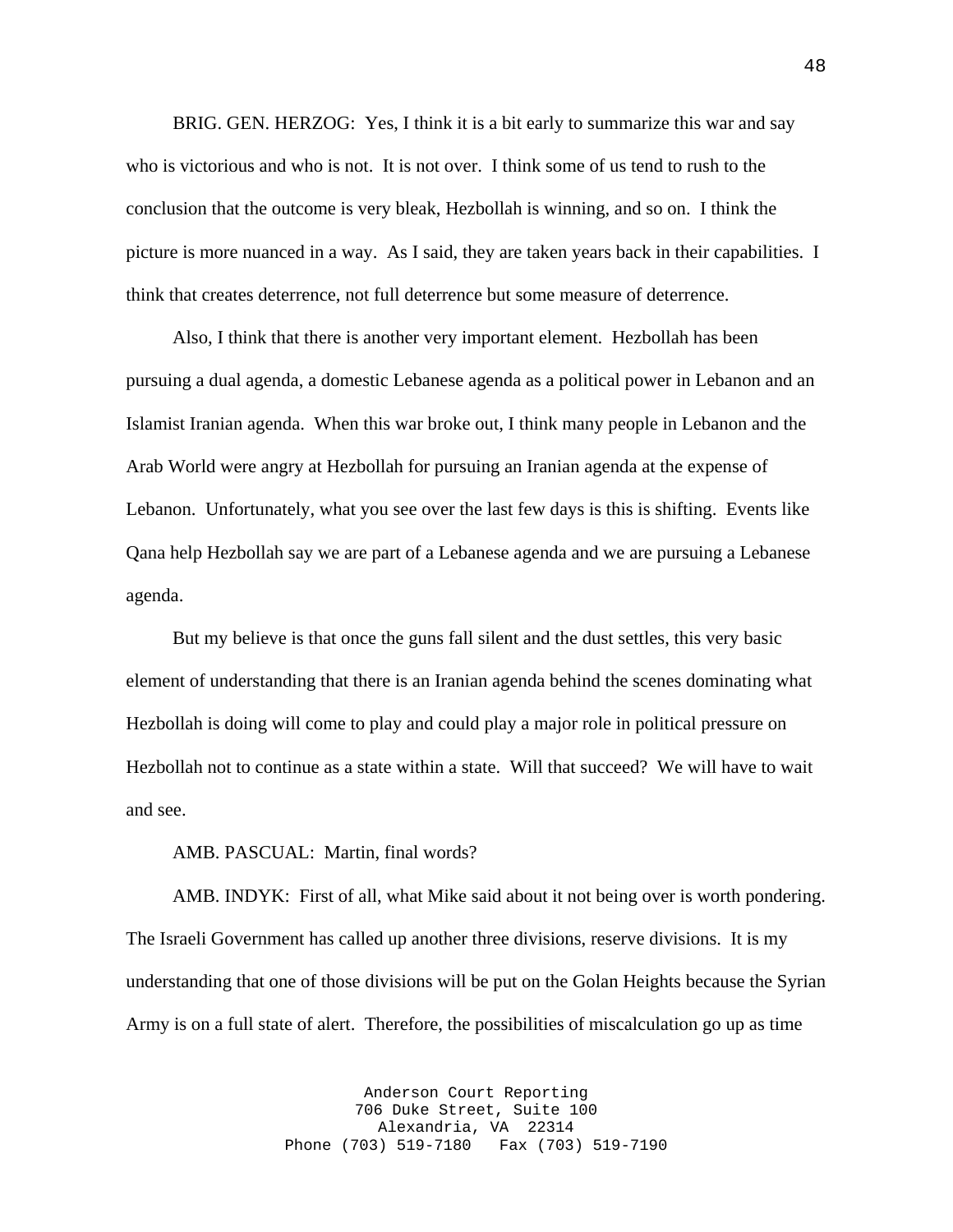BRIG. GEN. HERZOG: Yes, I think it is a bit early to summarize this war and say who is victorious and who is not. It is not over. I think some of us tend to rush to the conclusion that the outcome is very bleak, Hezbollah is winning, and so on. I think the picture is more nuanced in a way. As I said, they are taken years back in their capabilities. I think that creates deterrence, not full deterrence but some measure of deterrence.

Also, I think that there is another very important element. Hezbollah has been pursuing a dual agenda, a domestic Lebanese agenda as a political power in Lebanon and an Islamist Iranian agenda. When this war broke out, I think many people in Lebanon and the Arab World were angry at Hezbollah for pursuing an Iranian agenda at the expense of Lebanon. Unfortunately, what you see over the last few days is this is shifting. Events like Qana help Hezbollah say we are part of a Lebanese agenda and we are pursuing a Lebanese agenda.

But my believe is that once the guns fall silent and the dust settles, this very basic element of understanding that there is an Iranian agenda behind the scenes dominating what Hezbollah is doing will come to play and could play a major role in political pressure on Hezbollah not to continue as a state within a state. Will that succeed? We will have to wait and see.

AMB. PASCUAL: Martin, final words?

AMB. INDYK: First of all, what Mike said about it not being over is worth pondering. The Israeli Government has called up another three divisions, reserve divisions. It is my understanding that one of those divisions will be put on the Golan Heights because the Syrian Army is on a full state of alert. Therefore, the possibilities of miscalculation go up as time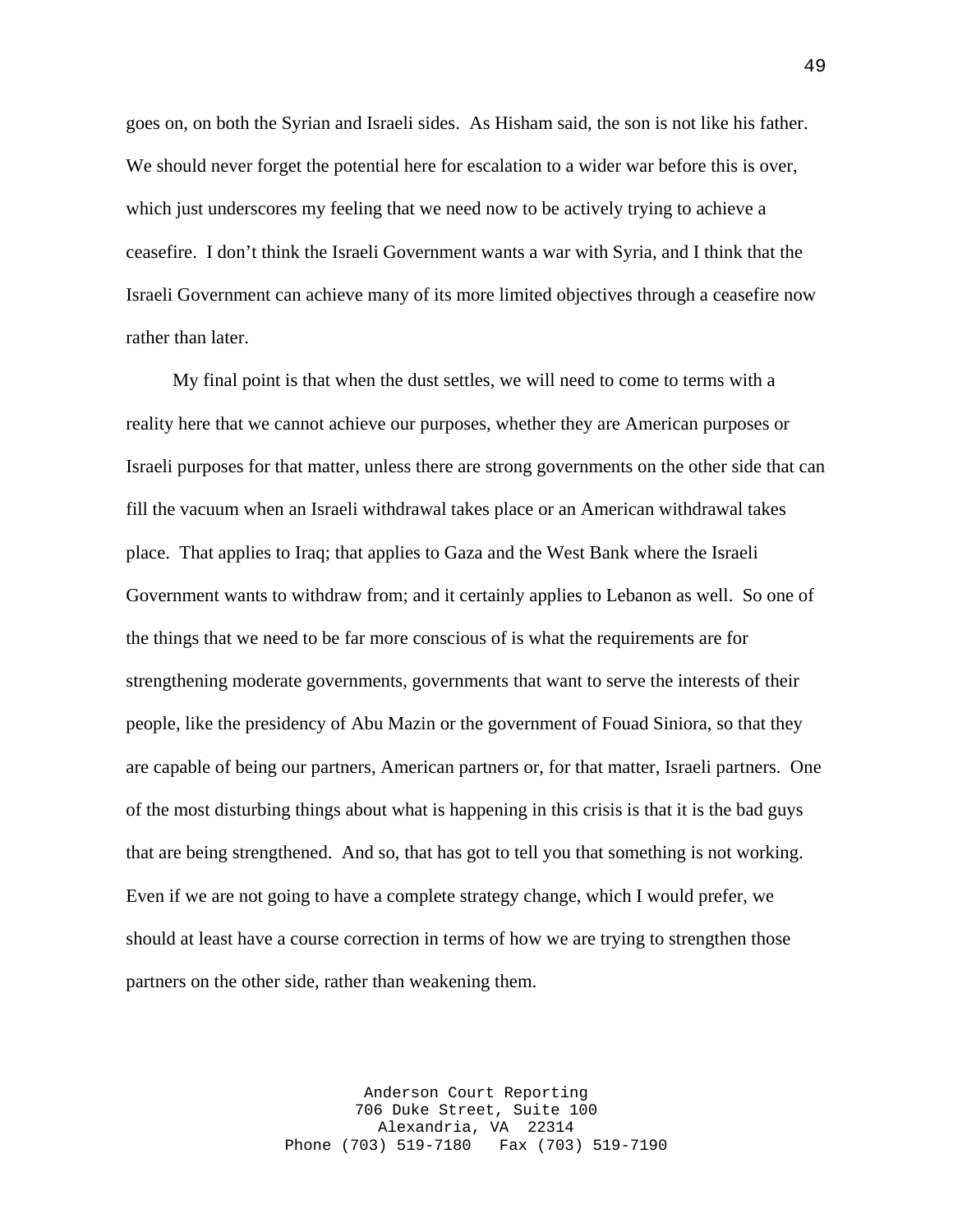goes on, on both the Syrian and Israeli sides. As Hisham said, the son is not like his father. We should never forget the potential here for escalation to a wider war before this is over, which just underscores my feeling that we need now to be actively trying to achieve a ceasefire. I don't think the Israeli Government wants a war with Syria, and I think that the Israeli Government can achieve many of its more limited objectives through a ceasefire now rather than later.

My final point is that when the dust settles, we will need to come to terms with a reality here that we cannot achieve our purposes, whether they are American purposes or Israeli purposes for that matter, unless there are strong governments on the other side that can fill the vacuum when an Israeli withdrawal takes place or an American withdrawal takes place. That applies to Iraq; that applies to Gaza and the West Bank where the Israeli Government wants to withdraw from; and it certainly applies to Lebanon as well. So one of the things that we need to be far more conscious of is what the requirements are for strengthening moderate governments, governments that want to serve the interests of their people, like the presidency of Abu Mazin or the government of Fouad Siniora, so that they are capable of being our partners, American partners or, for that matter, Israeli partners. One of the most disturbing things about what is happening in this crisis is that it is the bad guys that are being strengthened. And so, that has got to tell you that something is not working. Even if we are not going to have a complete strategy change, which I would prefer, we should at least have a course correction in terms of how we are trying to strengthen those partners on the other side, rather than weakening them.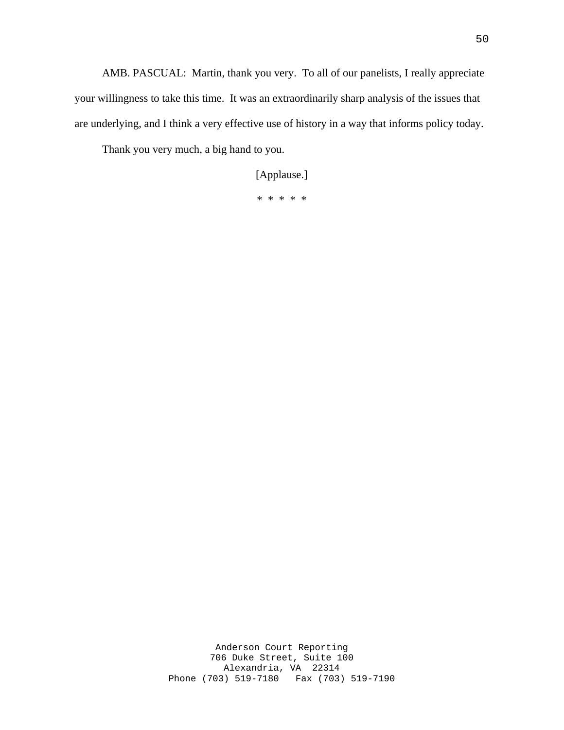AMB. PASCUAL:  Martin, thank you very.  To all of our panelists, I really appreciate your willingness to take this time.  It was an extraordinarily sharp analysis of the issues that are underlying, and I think a very effective use of history in a way that informs policy today.

Thank you very much, a big hand to you.

[Applause.]

* * * * *